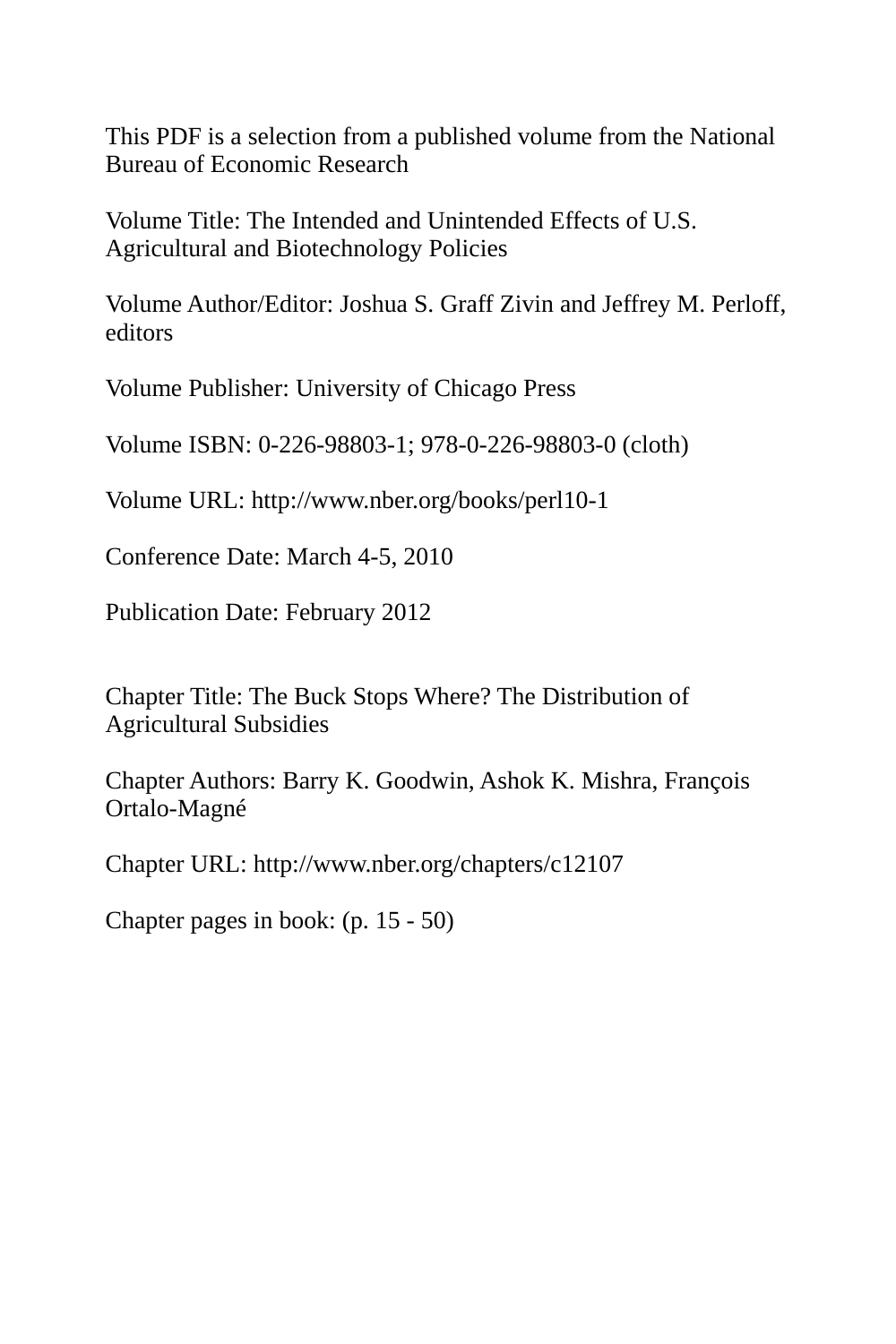This PDF is a selection from a published volume from the National Bureau of Economic Research

Volume Title: The Intended and Unintended Effects of U.S. Agricultural and Biotechnology Policies

Volume Author/Editor: Joshua S. Graff Zivin and Jeffrey M. Perloff, editors

Volume Publisher: University of Chicago Press

Volume ISBN: 0-226-98803-1; 978-0-226-98803-0 (cloth)

Volume URL: http://www.nber.org/books/perl10-1

Conference Date: March 4-5, 2010

Publication Date: February 2012

Chapter Title: The Buck Stops Where? The Distribution of Agricultural Subsidies

Chapter Authors: Barry K. Goodwin, Ashok K. Mishra, François Ortalo-Magné

Chapter URL: http://www.nber.org/chapters/c12107

Chapter pages in book: (p. 15 - 50)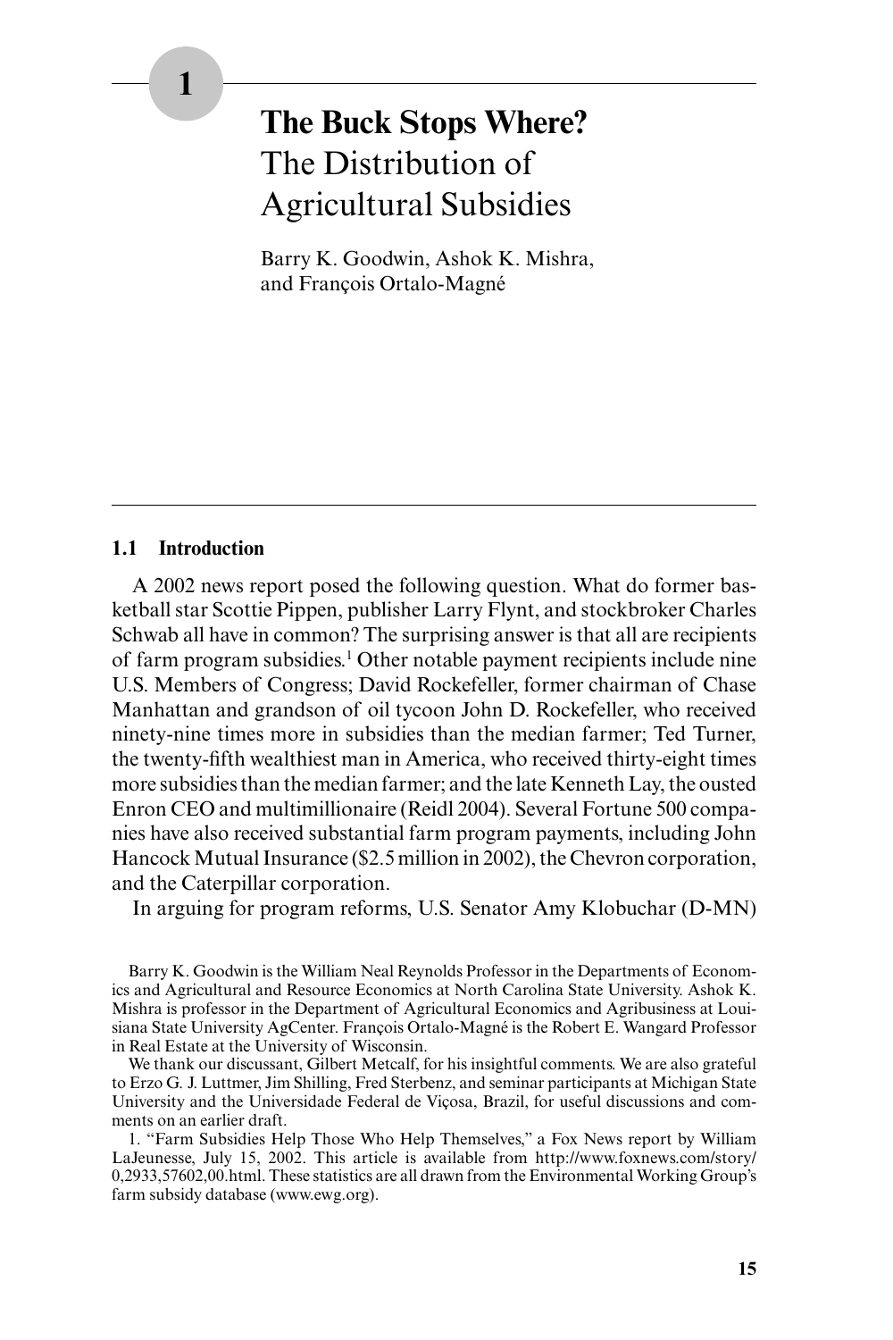# 1

# The Buck Stops Where? The Distribution of Agricultural Subsidies

Barry K. Goodwin, Ashok K. Mishra, and François Ortalo-Magné

## 1.1 Introduction

A 2002 news report posed the following question. What do former basketball star Scottie Pippen, publisher Larry Flynt, and stockbroker Charles Schwab all have in common? The surprising answer is that all are recipients of farm program subsidies.[1] Other notable payment recipients include nine U.S. Members of Congress; David Rockefeller, former chairman of Chase Manhattan and grandson of oil tycoon John D. Rockefeller, who received ninety-nine times more in subsidies than the median farmer; Ted Turner, the twenty-fifth wealthiest man in America, who received thirty-eight times more subsidies than the median farmer; and the late Kenneth Lay, the ousted Enron CEO and multimillionaire (Reidl 2004). Several Fortune 500 companies have also received substantial farm program payments, including John Hancock Mutual Insurance ($2.5 million in 2002), the Chevron corporation, and the Caterpillar corporation.

In arguing for program reforms, U.S. Senator Amy Klobuchar (D-MN)

Barry K. Goodwin is the William Neal Reynolds Professor in the Departments of Economics and Agricultural and Resource Economics at North Carolina State University. Ashok K. Mishra is professor in the Department of Agricultural Economics and Agribusiness at Louisiana State University AgCenter. François Ortalo-Magné is the Robert E. Wangard Professor in Real Estate at the University of Wisconsin.

We thank our discussant, Gilbert Metcalf, for his insightful comments. We are also grateful to Erzo G. J. Luttmer, Jim Shilling, Fred Sterbenz, and seminar participants at Michigan State University and the Universidade Federal de Viçosa, Brazil, for useful discussions and comments on an earlier draft.

1. "Farm Subsidies Help Those Who Help Themselves," a Fox News report by William LaJeunesse, July 15, 2002. This article is available from http://www.foxnews.com/story/0,2933,57602,00.html. These statistics are all drawn from the Environmental Working Group's farm subsidy database (www.ewg.org).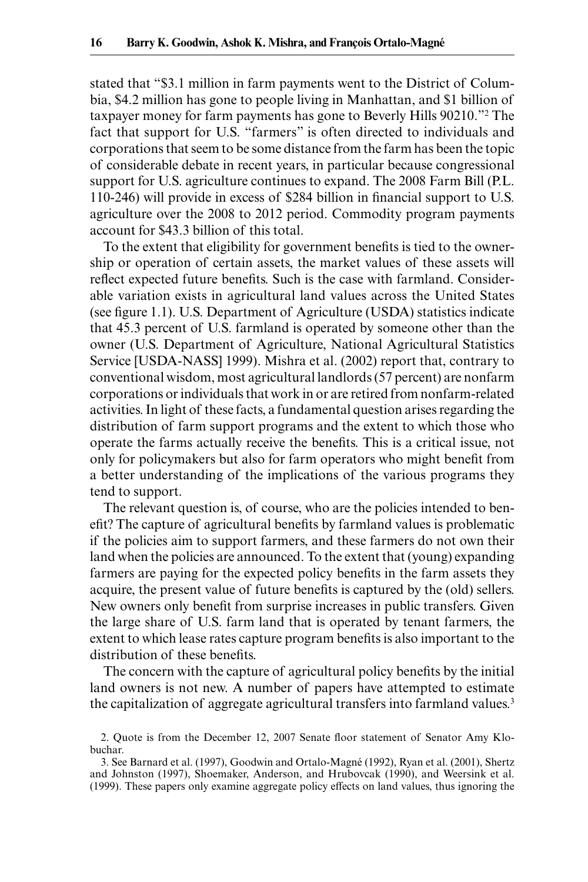stated that "$3.1 million in farm payments went to the District of Columbia, $4.2 million has gone to people living in Manhattan, and $1 billion of taxpayer money for farm payments has gone to Beverly Hills 90210."[2] The fact that support for U.S. "farmers" is often directed to individuals and corporations that seem to be some distance from the farm has been the topic of considerable debate in recent years, in particular because congressional support for U.S. agriculture continues to expand. The 2008 Farm Bill (P.L. 110-246) will provide in excess of $284 billion in financial support to U.S. agriculture over the 2008 to 2012 period. Commodity program payments account for $43.3 billion of this total.

To the extent that eligibility for government benefits is tied to the ownership or operation of certain assets, the market values of these assets will reflect expected future benefits. Such is the case with farmland. Considerable variation exists in agricultural land values across the United States (see figure 1.1). U.S. Department of Agriculture (USDA) statistics indicate that 45.3 percent of U.S. farmland is operated by someone other than the owner (U.S. Department of Agriculture, National Agricultural Statistics Service [USDA-NASS] 1999). Mishra et al. (2002) report that, contrary to conventional wisdom, most agricultural landlords (57 percent) are nonfarm corporations or individuals that work in or are retired from nonfarm-related activities. In light of these facts, a fundamental question arises regarding the distribution of farm support programs and the extent to which those who operate the farms actually receive the benefits. This is a critical issue, not only for policymakers but also for farm operators who might benefit from a better understanding of the implications of the various programs they tend to support.

The relevant question is, of course, who are the policies intended to benefit? The capture of agricultural benefits by farmland values is problematic if the policies aim to support farmers, and these farmers do not own their land when the policies are announced. To the extent that (young) expanding farmers are paying for the expected policy benefits in the farm assets they acquire, the present value of future benefits is captured by the (old) sellers. New owners only benefit from surprise increases in public transfers. Given the large share of U.S. farm land that is operated by tenant farmers, the extent to which lease rates capture program benefits is also important to the distribution of these benefits.

The concern with the capture of agricultural policy benefits by the initial land owners is not new. A number of papers have attempted to estimate the capitalization of aggregate agricultural transfers into farmland values.[3]

2. Quote is from the December 12, 2007 Senate floor statement of Senator Amy Klobuchar.

3. See Barnard et al. (1997), Goodwin and Ortalo-Magné (1992), Ryan et al. (2001), Shertz and Johnston (1997), Shoemaker, Anderson, and Hrubovcak (1990), and Weersink et al. (1999). These papers only examine aggregate policy effects on land values, thus ignoring the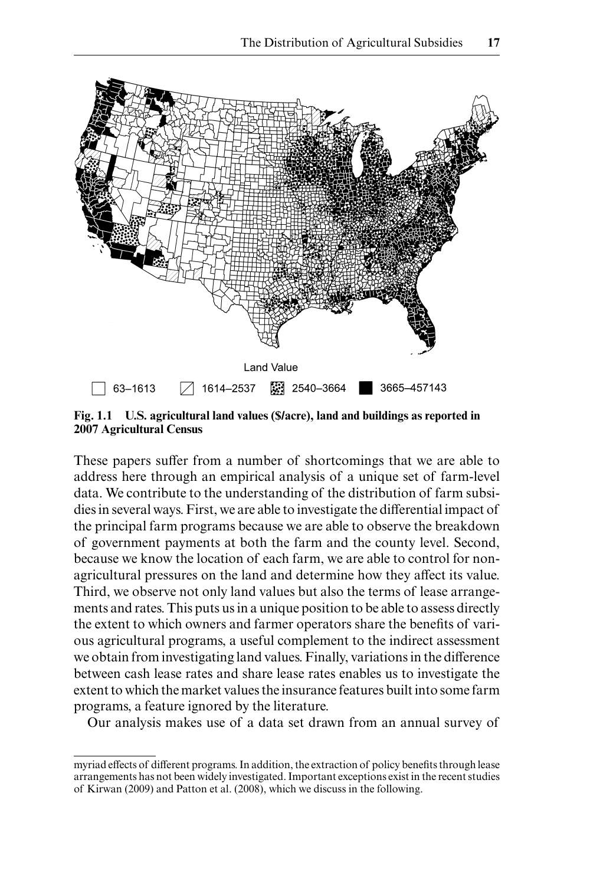Land Value

63–1613 | 1614–2537 | 2540–3664 | 3665–457143

**Fig. 1.1 U.S. agricultural land values ($/acre), land and buildings as reported in 2007 Agricultural Census**

These papers suffer from a number of shortcomings that we are able to address here through an empirical analysis of a unique set of farm-level data. We contribute to the understanding of the distribution of farm subsidies in several ways. First, we are able to investigate the differential impact of the principal farm programs because we are able to observe the breakdown of government payments at both the farm and the county level. Second, because we know the location of each farm, we are able to control for non-agricultural pressures on the land and determine how they affect its value. Third, we observe not only land values but also the terms of lease arrangements and rates. This puts us in a unique position to be able to assess directly the extent to which owners and farmer operators share the benefits of various agricultural programs, a useful complement to the indirect assessment we obtain from investigating land values. Finally, variations in the difference between cash lease rates and share lease rates enables us to investigate the extent to which the market values the insurance features built into some farm programs, a feature ignored by the literature.

Our analysis makes use of a data set drawn from an annual survey of

myriad effects of different programs. In addition, the extraction of policy benefits through lease arrangements has not been widely investigated. Important exceptions exist in the recent studies of Kirwan (2009) and Patton et al. (2008), which we discuss in the following.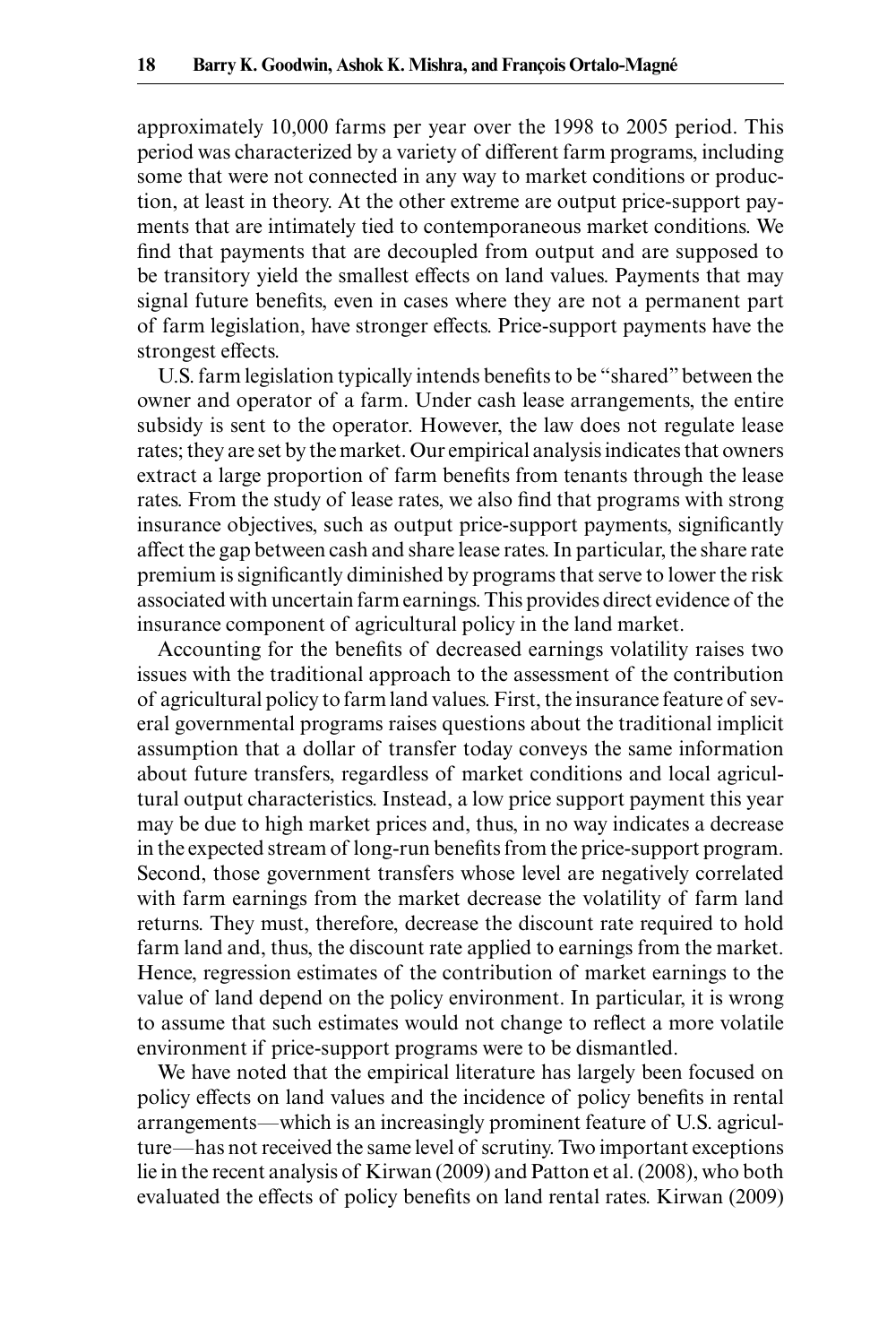approximately 10,000 farms per year over the 1998 to 2005 period. This period was characterized by a variety of different farm programs, including some that were not connected in any way to market conditions or production, at least in theory. At the other extreme are output price-support payments that are intimately tied to contemporaneous market conditions. We find that payments that are decoupled from output and are supposed to be transitory yield the smallest effects on land values. Payments that may signal future benefits, even in cases where they are not a permanent part of farm legislation, have stronger effects. Price-support payments have the strongest effects.

U.S. farm legislation typically intends benefits to be "shared" between the owner and operator of a farm. Under cash lease arrangements, the entire subsidy is sent to the operator. However, the law does not regulate lease rates; they are set by the market. Our empirical analysis indicates that owners extract a large proportion of farm benefits from tenants through the lease rates. From the study of lease rates, we also find that programs with strong insurance objectives, such as output price-support payments, significantly affect the gap between cash and share lease rates. In particular, the share rate premium is significantly diminished by programs that serve to lower the risk associated with uncertain farm earnings. This provides direct evidence of the insurance component of agricultural policy in the land market.

Accounting for the benefits of decreased earnings volatility raises two issues with the traditional approach to the assessment of the contribution of agricultural policy to farm land values. First, the insurance feature of several governmental programs raises questions about the traditional implicit assumption that a dollar of transfer today conveys the same information about future transfers, regardless of market conditions and local agricultural output characteristics. Instead, a low price support payment this year may be due to high market prices and, thus, in no way indicates a decrease in the expected stream of long-run benefits from the price-support program. Second, those government transfers whose level are negatively correlated with farm earnings from the market decrease the volatility of farm land returns. They must, therefore, decrease the discount rate required to hold farm land and, thus, the discount rate applied to earnings from the market. Hence, regression estimates of the contribution of market earnings to the value of land depend on the policy environment. In particular, it is wrong to assume that such estimates would not change to reflect a more volatile environment if price-support programs were to be dismantled.

We have noted that the empirical literature has largely been focused on policy effects on land values and the incidence of policy benefits in rental arrangements—which is an increasingly prominent feature of U.S. agriculture—has not received the same level of scrutiny. Two important exceptions lie in the recent analysis of Kirwan (2009) and Patton et al. (2008), who both evaluated the effects of policy benefits on land rental rates. Kirwan (2009)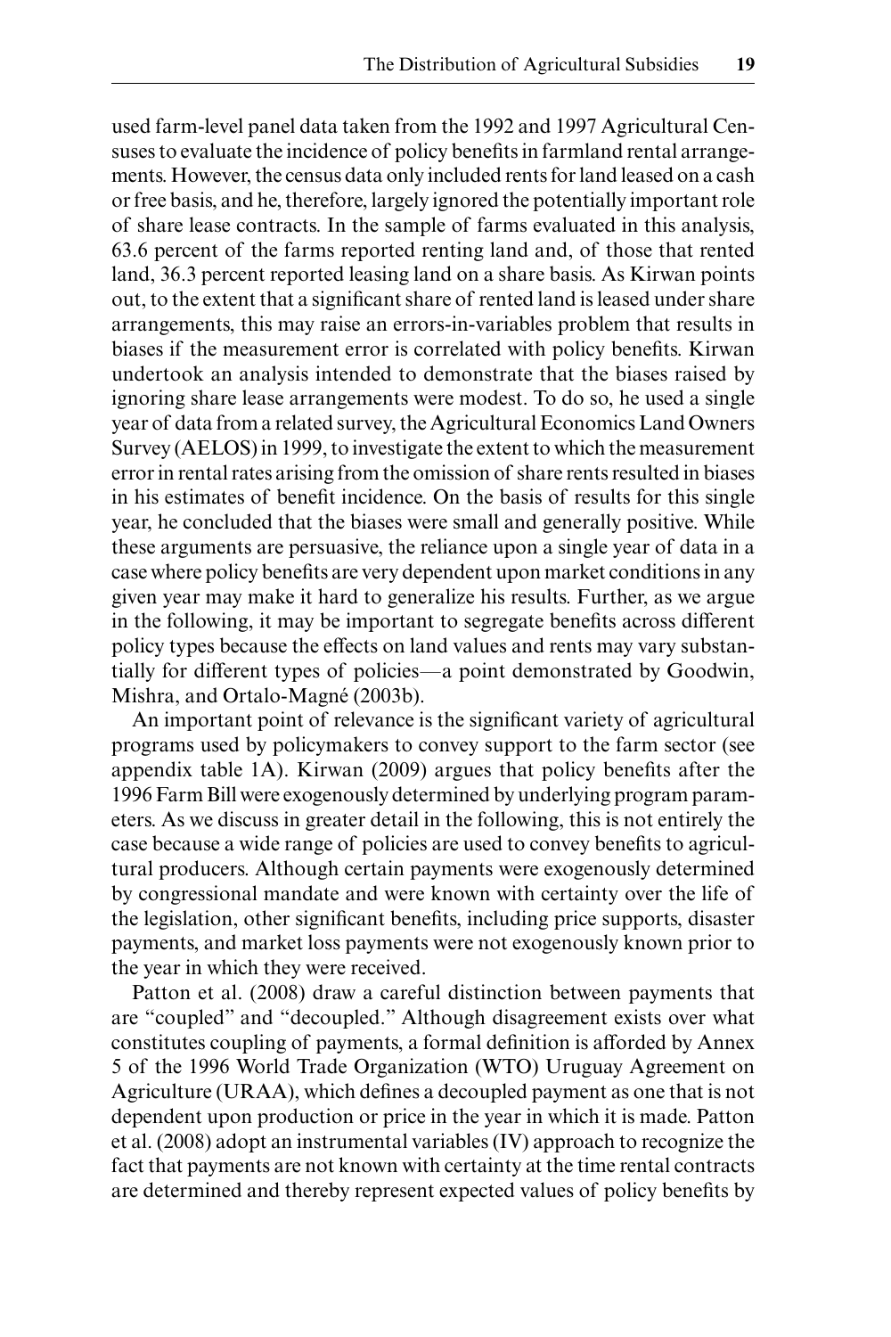used farm-level panel data taken from the 1992 and 1997 Agricultural Censuses to evaluate the incidence of policy benefits in farmland rental arrangements. However, the census data only included rents for land leased on a cash or free basis, and he, therefore, largely ignored the potentially important role of share lease contracts. In the sample of farms evaluated in this analysis, 63.6 percent of the farms reported renting land and, of those that rented land, 36.3 percent reported leasing land on a share basis. As Kirwan points out, to the extent that a significant share of rented land is leased under share arrangements, this may raise an errors-in-variables problem that results in biases if the measurement error is correlated with policy benefits. Kirwan undertook an analysis intended to demonstrate that the biases raised by ignoring share lease arrangements were modest. To do so, he used a single year of data from a related survey, the Agricultural Economics Land Owners Survey (AELOS) in 1999, to investigate the extent to which the measurement error in rental rates arising from the omission of share rents resulted in biases in his estimates of benefit incidence. On the basis of results for this single year, he concluded that the biases were small and generally positive. While these arguments are persuasive, the reliance upon a single year of data in a case where policy benefits are very dependent upon market conditions in any given year may make it hard to generalize his results. Further, as we argue in the following, it may be important to segregate benefits across different policy types because the effects on land values and rents may vary substantially for different types of policies—a point demonstrated by Goodwin, Mishra, and Ortalo-Magné (2003b).

An important point of relevance is the significant variety of agricultural programs used by policymakers to convey support to the farm sector (see appendix table 1A). Kirwan (2009) argues that policy benefits after the 1996 Farm Bill were exogenously determined by underlying program parameters. As we discuss in greater detail in the following, this is not entirely the case because a wide range of policies are used to convey benefits to agricultural producers. Although certain payments were exogenously determined by congressional mandate and were known with certainty over the life of the legislation, other significant benefits, including price supports, disaster payments, and market loss payments were not exogenously known prior to the year in which they were received.

Patton et al. (2008) draw a careful distinction between payments that are "coupled" and "decoupled." Although disagreement exists over what constitutes coupling of payments, a formal definition is afforded by Annex 5 of the 1996 World Trade Organization (WTO) Uruguay Agreement on Agriculture (URAA), which defines a decoupled payment as one that is not dependent upon production or price in the year in which it is made. Patton et al. (2008) adopt an instrumental variables (IV) approach to recognize the fact that payments are not known with certainty at the time rental contracts are determined and thereby represent expected values of policy benefits by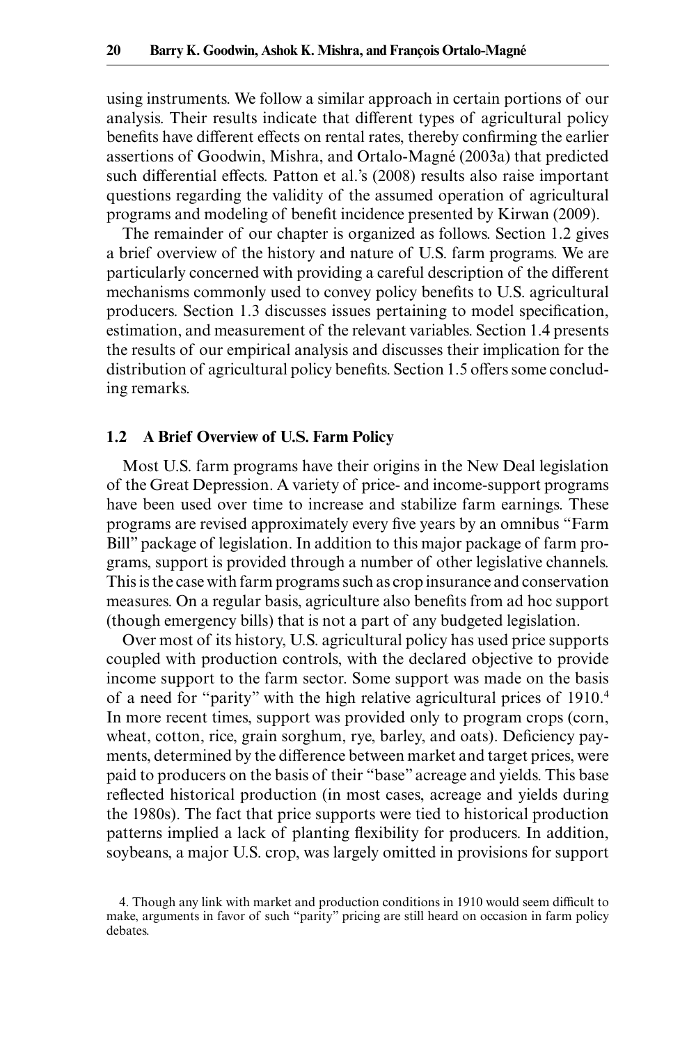using instruments. We follow a similar approach in certain portions of our analysis. Their results indicate that different types of agricultural policy benefits have different effects on rental rates, thereby confirming the earlier assertions of Goodwin, Mishra, and Ortalo-Magné (2003a) that predicted such differential effects. Patton et al.'s (2008) results also raise important questions regarding the validity of the assumed operation of agricultural programs and modeling of benefit incidence presented by Kirwan (2009).

The remainder of our chapter is organized as follows. Section 1.2 gives a brief overview of the history and nature of U.S. farm programs. We are particularly concerned with providing a careful description of the different mechanisms commonly used to convey policy benefits to U.S. agricultural producers. Section 1.3 discusses issues pertaining to model specification, estimation, and measurement of the relevant variables. Section 1.4 presents the results of our empirical analysis and discusses their implication for the distribution of agricultural policy benefits. Section 1.5 offers some concluding remarks.

## 1.2 A Brief Overview of U.S. Farm Policy

Most U.S. farm programs have their origins in the New Deal legislation of the Great Depression. A variety of price- and income-support programs have been used over time to increase and stabilize farm earnings. These programs are revised approximately every five years by an omnibus "Farm Bill" package of legislation. In addition to this major package of farm programs, support is provided through a number of other legislative channels. This is the case with farm programs such as crop insurance and conservation measures. On a regular basis, agriculture also benefits from ad hoc support (though emergency bills) that is not a part of any budgeted legislation.

Over most of its history, U.S. agricultural policy has used price supports coupled with production controls, with the declared objective to provide income support to the farm sector. Some support was made on the basis of a need for "parity" with the high relative agricultural prices of 1910.[4] In more recent times, support was provided only to program crops (corn, wheat, cotton, rice, grain sorghum, rye, barley, and oats). Deficiency payments, determined by the difference between market and target prices, were paid to producers on the basis of their "base" acreage and yields. This base reflected historical production (in most cases, acreage and yields during the 1980s). The fact that price supports were tied to historical production patterns implied a lack of planting flexibility for producers. In addition, soybeans, a major U.S. crop, was largely omitted in provisions for support

4. Though any link with market and production conditions in 1910 would seem difficult to make, arguments in favor of such "parity" pricing are still heard on occasion in farm policy debates.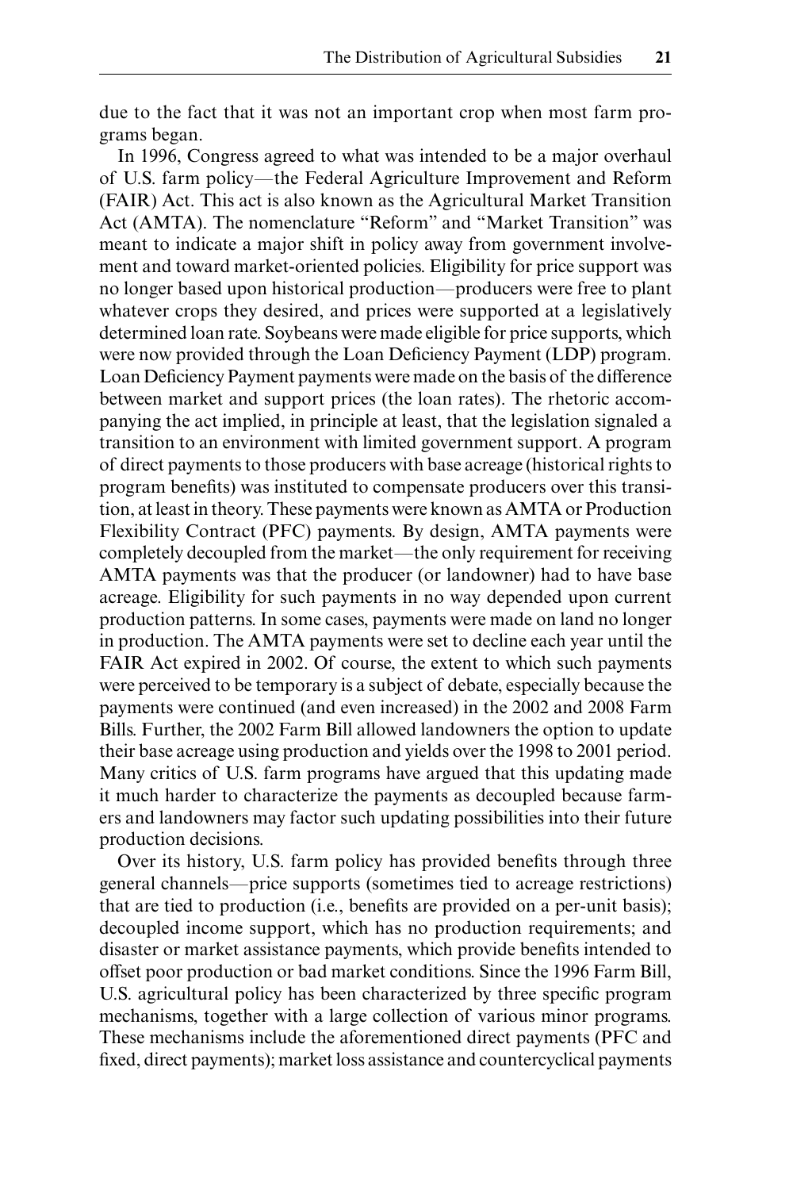due to the fact that it was not an important crop when most farm programs began.

In 1996, Congress agreed to what was intended to be a major overhaul of U.S. farm policy—the Federal Agriculture Improvement and Reform (FAIR) Act. This act is also known as the Agricultural Market Transition Act (AMTA). The nomenclature "Reform" and "Market Transition" was meant to indicate a major shift in policy away from government involvement and toward market-oriented policies. Eligibility for price support was no longer based upon historical production—producers were free to plant whatever crops they desired, and prices were supported at a legislatively determined loan rate. Soybeans were made eligible for price supports, which were now provided through the Loan Deficiency Payment (LDP) program. Loan Deficiency Payment payments were made on the basis of the difference between market and support prices (the loan rates). The rhetoric accompanying the act implied, in principle at least, that the legislation signaled a transition to an environment with limited government support. A program of direct payments to those producers with base acreage (historical rights to program benefits) was instituted to compensate producers over this transition, at least in theory. These payments were known as AMTA or Production Flexibility Contract (PFC) payments. By design, AMTA payments were completely decoupled from the market—the only requirement for receiving AMTA payments was that the producer (or landowner) had to have base acreage. Eligibility for such payments in no way depended upon current production patterns. In some cases, payments were made on land no longer in production. The AMTA payments were set to decline each year until the FAIR Act expired in 2002. Of course, the extent to which such payments were perceived to be temporary is a subject of debate, especially because the payments were continued (and even increased) in the 2002 and 2008 Farm Bills. Further, the 2002 Farm Bill allowed landowners the option to update their base acreage using production and yields over the 1998 to 2001 period. Many critics of U.S. farm programs have argued that this updating made it much harder to characterize the payments as decoupled because farmers and landowners may factor such updating possibilities into their future production decisions.

Over its history, U.S. farm policy has provided benefits through three general channels—price supports (sometimes tied to acreage restrictions) that are tied to production (i.e., benefits are provided on a per-unit basis); decoupled income support, which has no production requirements; and disaster or market assistance payments, which provide benefits intended to offset poor production or bad market conditions. Since the 1996 Farm Bill, U.S. agricultural policy has been characterized by three specific program mechanisms, together with a large collection of various minor programs. These mechanisms include the aforementioned direct payments (PFC and fixed, direct payments); market loss assistance and countercyclical payments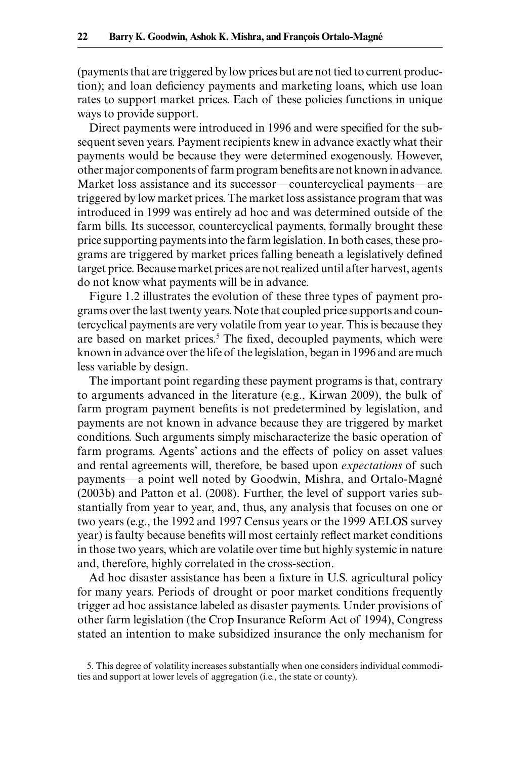(payments that are triggered by low prices but are not tied to current production); and loan deficiency payments and marketing loans, which use loan rates to support market prices. Each of these policies functions in unique ways to provide support.

Direct payments were introduced in 1996 and were specified for the subsequent seven years. Payment recipients knew in advance exactly what their payments would be because they were determined exogenously. However, other major components of farm program benefits are not known in advance. Market loss assistance and its successor—countercyclical payments—are triggered by low market prices. The market loss assistance program that was introduced in 1999 was entirely ad hoc and was determined outside of the farm bills. Its successor, countercyclical payments, formally brought these price supporting payments into the farm legislation. In both cases, these programs are triggered by market prices falling beneath a legislatively defined target price. Because market prices are not realized until after harvest, agents do not know what payments will be in advance.

Figure 1.2 illustrates the evolution of these three types of payment programs over the last twenty years. Note that coupled price supports and countercyclical payments are very volatile from year to year. This is because they are based on market prices.[5] The fixed, decoupled payments, which were known in advance over the life of the legislation, began in 1996 and are much less variable by design.

The important point regarding these payment programs is that, contrary to arguments advanced in the literature (e.g., Kirwan 2009), the bulk of farm program payment benefits is not predetermined by legislation, and payments are not known in advance because they are triggered by market conditions. Such arguments simply mischaracterize the basic operation of farm programs. Agents' actions and the effects of policy on asset values and rental agreements will, therefore, be based upon *expectations* of such payments—a point well noted by Goodwin, Mishra, and Ortalo-Magné (2003b) and Patton et al. (2008). Further, the level of support varies substantially from year to year, and, thus, any analysis that focuses on one or two years (e.g., the 1992 and 1997 Census years or the 1999 AELOS survey year) is faulty because benefits will most certainly reflect market conditions in those two years, which are volatile over time but highly systemic in nature and, therefore, highly correlated in the cross-section.

Ad hoc disaster assistance has been a fixture in U.S. agricultural policy for many years. Periods of drought or poor market conditions frequently trigger ad hoc assistance labeled as disaster payments. Under provisions of other farm legislation (the Crop Insurance Reform Act of 1994), Congress stated an intention to make subsidized insurance the only mechanism for

5. This degree of volatility increases substantially when one considers individual commodities and support at lower levels of aggregation (i.e., the state or county).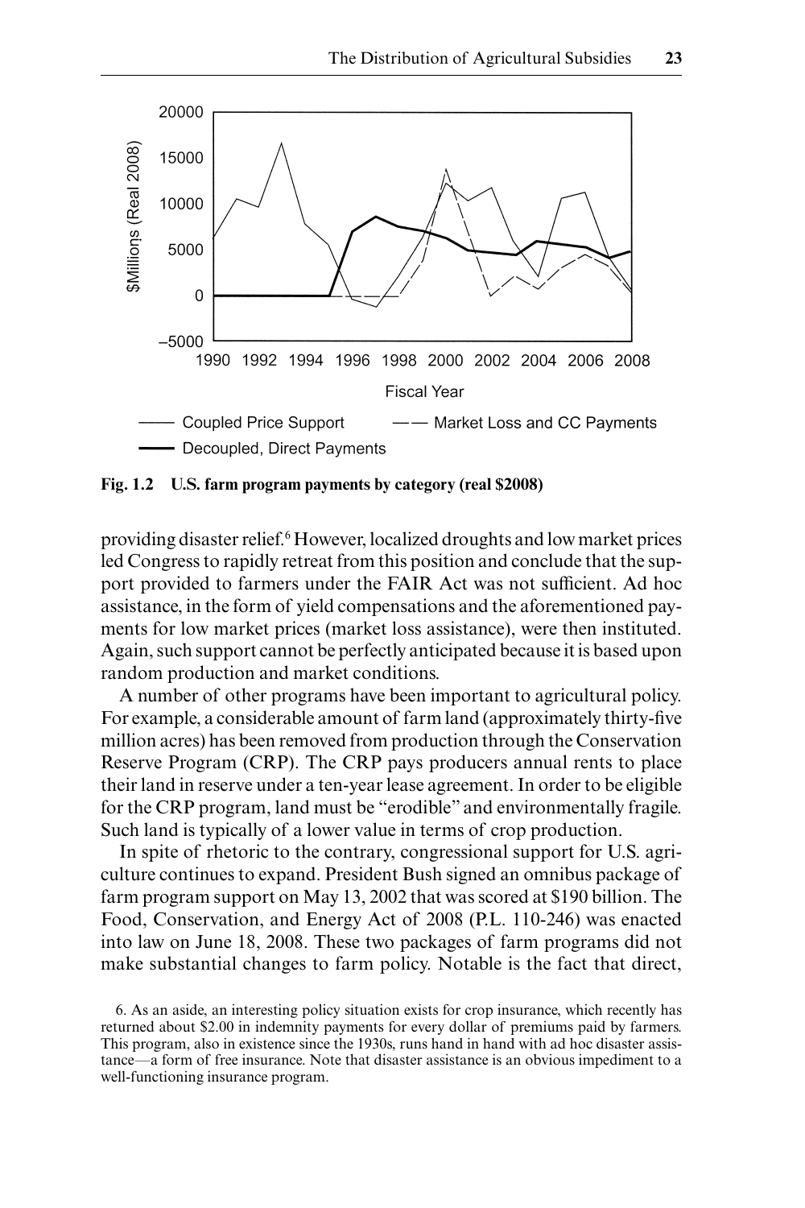Fig. 1.2 U.S. farm program payments by category (real $2008)

providing disaster relief.[6] However, localized droughts and low market prices led Congress to rapidly retreat from this position and conclude that the support provided to farmers under the FAIR Act was not sufficient. Ad hoc assistance, in the form of yield compensations and the aforementioned payments for low market prices (market loss assistance), were then instituted. Again, such support cannot be perfectly anticipated because it is based upon random production and market conditions.

A number of other programs have been important to agricultural policy. For example, a considerable amount of farm land (approximately thirty-five million acres) has been removed from production through the Conservation Reserve Program (CRP). The CRP pays producers annual rents to place their land in reserve under a ten-year lease agreement. In order to be eligible for the CRP program, land must be "erodible" and environmentally fragile. Such land is typically of a lower value in terms of crop production.

In spite of rhetoric to the contrary, congressional support for U.S. agriculture continues to expand. President Bush signed an omnibus package of farm program support on May 13, 2002 that was scored at $190 billion. The Food, Conservation, and Energy Act of 2008 (P.L. 110-246) was enacted into law on June 18, 2008. These two packages of farm programs did not make substantial changes to farm policy. Notable is the fact that direct,

6. As an aside, an interesting policy situation exists for crop insurance, which recently has returned about $2.00 in indemnity payments for every dollar of premiums paid by farmers. This program, also in existence since the 1930s, runs hand in hand with ad hoc disaster assistance—a form of free insurance. Note that disaster assistance is an obvious impediment to a well-functioning insurance program.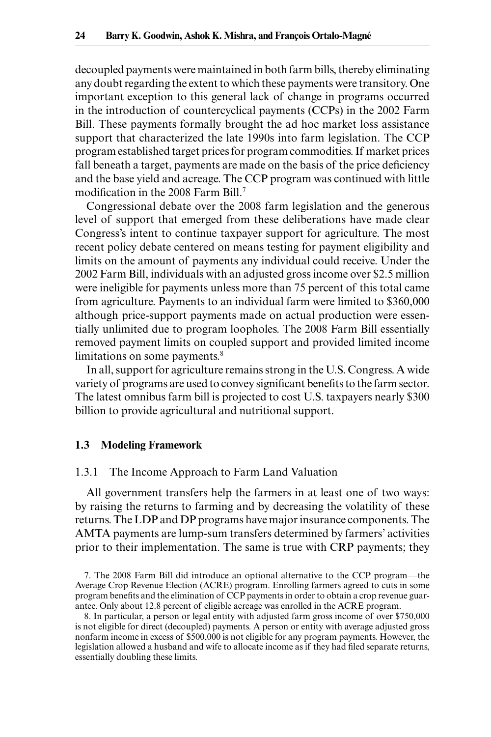decoupled payments were maintained in both farm bills, thereby eliminating any doubt regarding the extent to which these payments were transitory. One important exception to this general lack of change in programs occurred in the introduction of countercyclical payments (CCPs) in the 2002 Farm Bill. These payments formally brought the ad hoc market loss assistance support that characterized the late 1990s into farm legislation. The CCP program established target prices for program commodities. If market prices fall beneath a target, payments are made on the basis of the price deficiency and the base yield and acreage. The CCP program was continued with little modification in the 2008 Farm Bill.[7]

Congressional debate over the 2008 farm legislation and the generous level of support that emerged from these deliberations have made clear Congress's intent to continue taxpayer support for agriculture. The most recent policy debate centered on means testing for payment eligibility and limits on the amount of payments any individual could receive. Under the 2002 Farm Bill, individuals with an adjusted gross income over $2.5 million were ineligible for payments unless more than 75 percent of this total came from agriculture. Payments to an individual farm were limited to $360,000 although price-support payments made on actual production were essentially unlimited due to program loopholes. The 2008 Farm Bill essentially removed payment limits on coupled support and provided limited income limitations on some payments.[8]

In all, support for agriculture remains strong in the U.S. Congress. A wide variety of programs are used to convey significant benefits to the farm sector. The latest omnibus farm bill is projected to cost U.S. taxpayers nearly $300 billion to provide agricultural and nutritional support.

## 1.3 Modeling Framework

### 1.3.1 The Income Approach to Farm Land Valuation

All government transfers help the farmers in at least one of two ways: by raising the returns to farming and by decreasing the volatility of these returns. The LDP and DP programs have major insurance components. The AMTA payments are lump-sum transfers determined by farmers' activities prior to their implementation. The same is true with CRP payments; they

7. The 2008 Farm Bill did introduce an optional alternative to the CCP program—the Average Crop Revenue Election (ACRE) program. Enrolling farmers agreed to cuts in some program benefits and the elimination of CCP payments in order to obtain a crop revenue guarantee. Only about 12.8 percent of eligible acreage was enrolled in the ACRE program.

8. In particular, a person or legal entity with adjusted farm gross income of over $750,000 is not eligible for direct (decoupled) payments. A person or entity with average adjusted gross nonfarm income in excess of $500,000 is not eligible for any program payments. However, the legislation allowed a husband and wife to allocate income as if they had filed separate returns, essentially doubling these limits.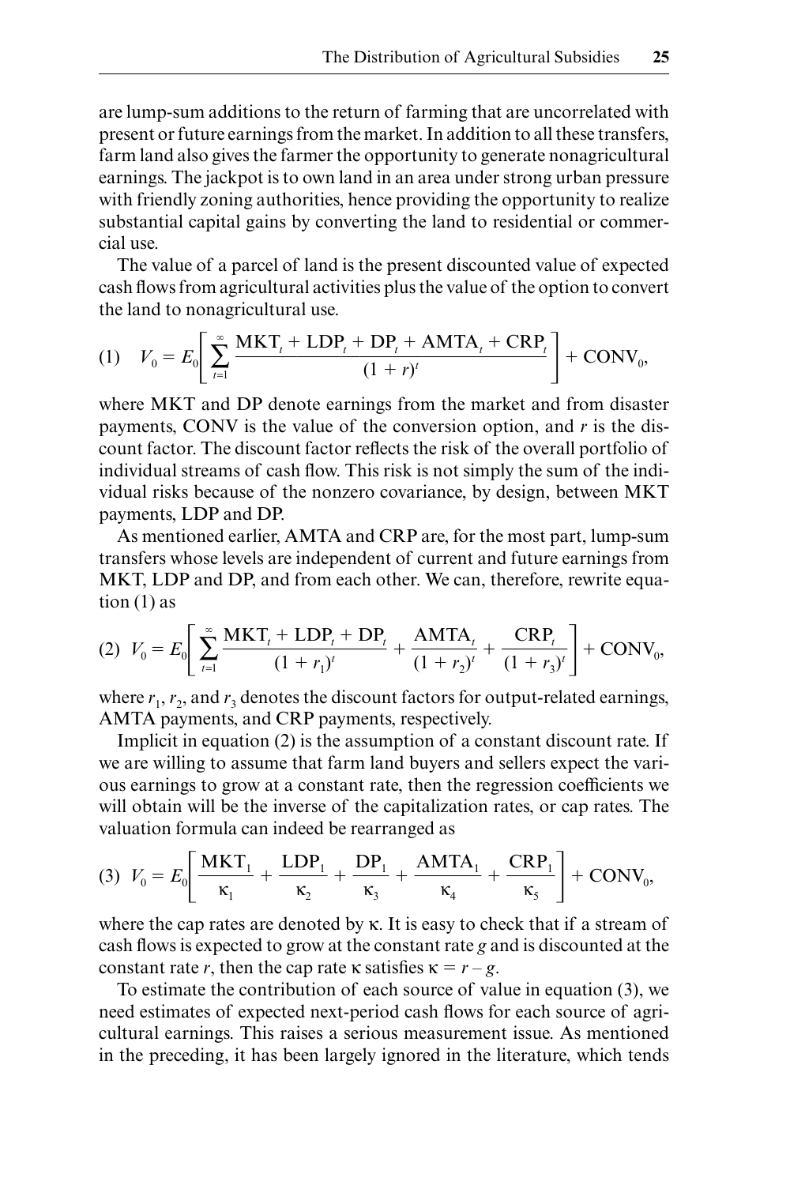are lump-sum additions to the return of farming that are uncorrelated with present or future earnings from the market. In addition to all these transfers, farm land also gives the farmer the opportunity to generate nonagricultural earnings. The jackpot is to own land in an area under strong urban pressure with friendly zoning authorities, hence providing the opportunity to realize substantial capital gains by converting the land to residential or commercial use.

The value of a parcel of land is the present discounted value of expected cash flows from agricultural activities plus the value of the option to convert the land to nonagricultural use.

$$(1) \quad V_0 = E_0\left[\sum_{t=1}^{\infty} \frac{\text{MKT}_t + \text{LDP}_t + \text{DP}_t + \text{AMTA}_t + \text{CRP}_t}{(1+r)^t}\right] + \text{CONV}_0,$$

where MKT and DP denote earnings from the market and from disaster payments, CONV is the value of the conversion option, and $r$ is the discount factor. The discount factor reflects the risk of the overall portfolio of individual streams of cash flow. This risk is not simply the sum of the individual risks because of the nonzero covariance, by design, between MKT payments, LDP and DP.

As mentioned earlier, AMTA and CRP are, for the most part, lump-sum transfers whose levels are independent of current and future earnings from MKT, LDP and DP, and from each other. We can, therefore, rewrite equation (1) as

$$(2) \quad V_0 = E_0\left[\sum_{t=1}^{\infty} \frac{\text{MKT}_t + \text{LDP}_t + \text{DP}_t}{(1+r_1)^t} + \frac{\text{AMTA}_t}{(1+r_2)^t} + \frac{\text{CRP}_t}{(1+r_3)^t}\right] + \text{CONV}_0,$$

where $r_1$, $r_2$, and $r_3$ denotes the discount factors for output-related earnings, AMTA payments, and CRP payments, respectively.

Implicit in equation (2) is the assumption of a constant discount rate. If we are willing to assume that farm land buyers and sellers expect the various earnings to grow at a constant rate, then the regression coefficients we will obtain will be the inverse of the capitalization rates, or cap rates. The valuation formula can indeed be rearranged as

$$(3) \quad V_0 = E_0\left[\frac{\text{MKT}_1}{\kappa_1} + \frac{\text{LDP}_1}{\kappa_2} + \frac{\text{DP}_1}{\kappa_3} + \frac{\text{AMTA}_1}{\kappa_4} + \frac{\text{CRP}_1}{\kappa_5}\right] + \text{CONV}_0,$$

where the cap rates are denoted by $\kappa$. It is easy to check that if a stream of cash flows is expected to grow at the constant rate $g$ and is discounted at the constant rate $r$, then the cap rate $\kappa$ satisfies $\kappa = r - g$.

To estimate the contribution of each source of value in equation (3), we need estimates of expected next-period cash flows for each source of agricultural earnings. This raises a serious measurement issue. As mentioned in the preceding, it has been largely ignored in the literature, which tends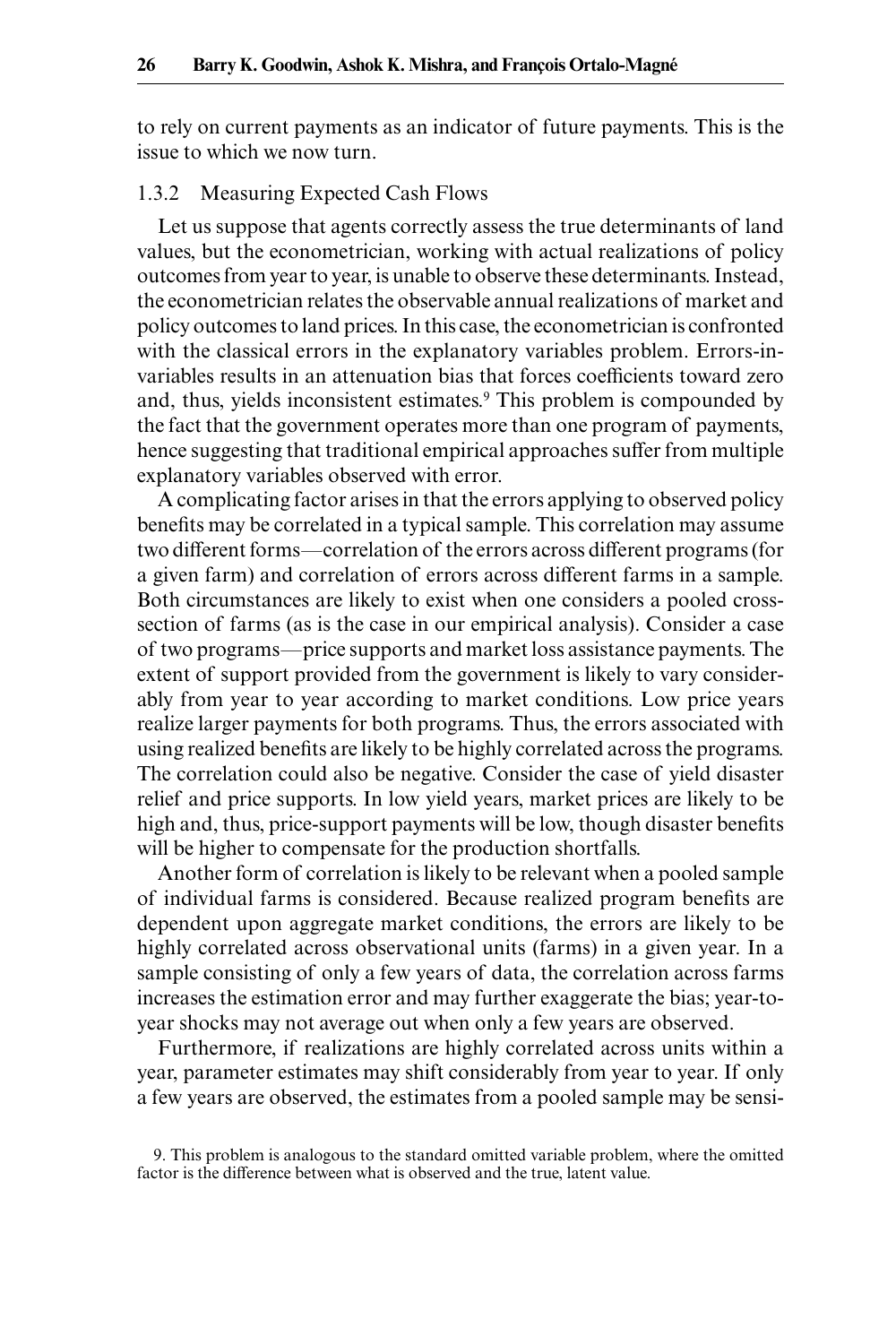to rely on current payments as an indicator of future payments. This is the issue to which we now turn.

### 1.3.2 Measuring Expected Cash Flows

Let us suppose that agents correctly assess the true determinants of land values, but the econometrician, working with actual realizations of policy outcomes from year to year, is unable to observe these determinants. Instead, the econometrician relates the observable annual realizations of market and policy outcomes to land prices. In this case, the econometrician is confronted with the classical errors in the explanatory variables problem. Errors-in-variables results in an attenuation bias that forces coefficients toward zero and, thus, yields inconsistent estimates.[9] This problem is compounded by the fact that the government operates more than one program of payments, hence suggesting that traditional empirical approaches suffer from multiple explanatory variables observed with error.

A complicating factor arises in that the errors applying to observed policy benefits may be correlated in a typical sample. This correlation may assume two different forms—correlation of the errors across different programs (for a given farm) and correlation of errors across different farms in a sample. Both circumstances are likely to exist when one considers a pooled cross-section of farms (as is the case in our empirical analysis). Consider a case of two programs—price supports and market loss assistance payments. The extent of support provided from the government is likely to vary considerably from year to year according to market conditions. Low price years realize larger payments for both programs. Thus, the errors associated with using realized benefits are likely to be highly correlated across the programs. The correlation could also be negative. Consider the case of yield disaster relief and price supports. In low yield years, market prices are likely to be high and, thus, price-support payments will be low, though disaster benefits will be higher to compensate for the production shortfalls.

Another form of correlation is likely to be relevant when a pooled sample of individual farms is considered. Because realized program benefits are dependent upon aggregate market conditions, the errors are likely to be highly correlated across observational units (farms) in a given year. In a sample consisting of only a few years of data, the correlation across farms increases the estimation error and may further exaggerate the bias; year-to-year shocks may not average out when only a few years are observed.

Furthermore, if realizations are highly correlated across units within a year, parameter estimates may shift considerably from year to year. If only a few years are observed, the estimates from a pooled sample may be sensi-

9. This problem is analogous to the standard omitted variable problem, where the omitted factor is the difference between what is observed and the true, latent value.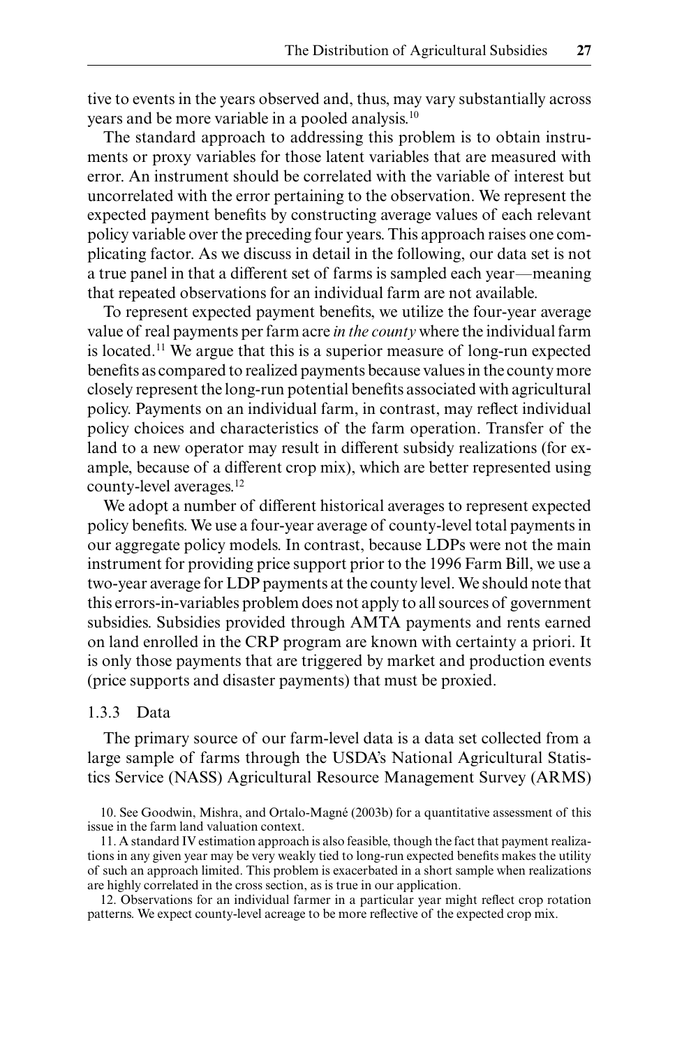tive to events in the years observed and, thus, may vary substantially across years and be more variable in a pooled analysis.[10]

The standard approach to addressing this problem is to obtain instruments or proxy variables for those latent variables that are measured with error. An instrument should be correlated with the variable of interest but uncorrelated with the error pertaining to the observation. We represent the expected payment benefits by constructing average values of each relevant policy variable over the preceding four years. This approach raises one complicating factor. As we discuss in detail in the following, our data set is not a true panel in that a different set of farms is sampled each year—meaning that repeated observations for an individual farm are not available.

To represent expected payment benefits, we utilize the four-year average value of real payments per farm acre *in the county* where the individual farm is located.[11] We argue that this is a superior measure of long-run expected benefits as compared to realized payments because values in the county more closely represent the long-run potential benefits associated with agricultural policy. Payments on an individual farm, in contrast, may reflect individual policy choices and characteristics of the farm operation. Transfer of the land to a new operator may result in different subsidy realizations (for example, because of a different crop mix), which are better represented using county-level averages.[12]

We adopt a number of different historical averages to represent expected policy benefits. We use a four-year average of county-level total payments in our aggregate policy models. In contrast, because LDPs were not the main instrument for providing price support prior to the 1996 Farm Bill, we use a two-year average for LDP payments at the county level. We should note that this errors-in-variables problem does not apply to all sources of government subsidies. Subsidies provided through AMTA payments and rents earned on land enrolled in the CRP program are known with certainty a priori. It is only those payments that are triggered by market and production events (price supports and disaster payments) that must be proxied.

### 1.3.3 Data

The primary source of our farm-level data is a data set collected from a large sample of farms through the USDA's National Agricultural Statistics Service (NASS) Agricultural Resource Management Survey (ARMS)

10. See Goodwin, Mishra, and Ortalo-Magné (2003b) for a quantitative assessment of this issue in the farm land valuation context.

11. A standard IV estimation approach is also feasible, though the fact that payment realizations in any given year may be very weakly tied to long-run expected benefits makes the utility of such an approach limited. This problem is exacerbated in a short sample when realizations are highly correlated in the cross section, as is true in our application.

12. Observations for an individual farmer in a particular year might reflect crop rotation patterns. We expect county-level acreage to be more reflective of the expected crop mix.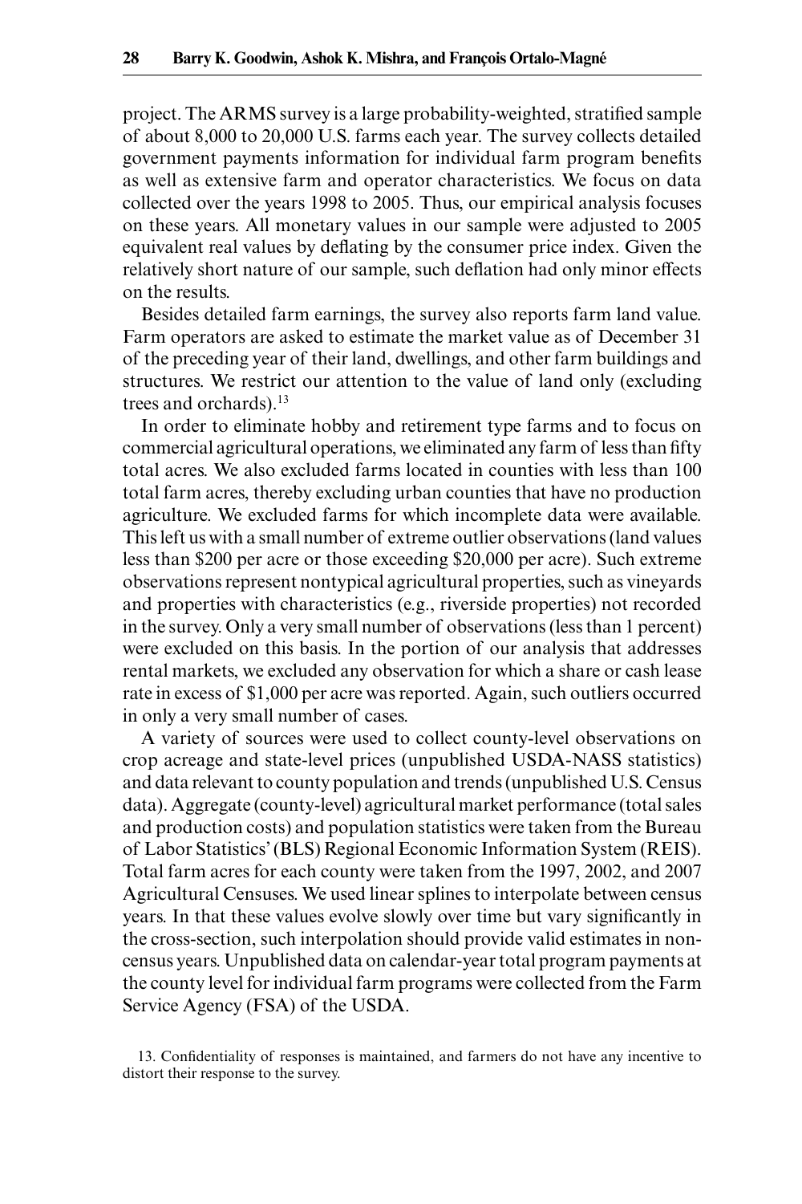project. The ARMS survey is a large probability-weighted, stratified sample of about 8,000 to 20,000 U.S. farms each year. The survey collects detailed government payments information for individual farm program benefits as well as extensive farm and operator characteristics. We focus on data collected over the years 1998 to 2005. Thus, our empirical analysis focuses on these years. All monetary values in our sample were adjusted to 2005 equivalent real values by deflating by the consumer price index. Given the relatively short nature of our sample, such deflation had only minor effects on the results.

Besides detailed farm earnings, the survey also reports farm land value. Farm operators are asked to estimate the market value as of December 31 of the preceding year of their land, dwellings, and other farm buildings and structures. We restrict our attention to the value of land only (excluding trees and orchards).[13]

In order to eliminate hobby and retirement type farms and to focus on commercial agricultural operations, we eliminated any farm of less than fifty total acres. We also excluded farms located in counties with less than 100 total farm acres, thereby excluding urban counties that have no production agriculture. We excluded farms for which incomplete data were available. This left us with a small number of extreme outlier observations (land values less than $200 per acre or those exceeding $20,000 per acre). Such extreme observations represent nontypical agricultural properties, such as vineyards and properties with characteristics (e.g., riverside properties) not recorded in the survey. Only a very small number of observations (less than 1 percent) were excluded on this basis. In the portion of our analysis that addresses rental markets, we excluded any observation for which a share or cash lease rate in excess of $1,000 per acre was reported. Again, such outliers occurred in only a very small number of cases.

A variety of sources were used to collect county-level observations on crop acreage and state-level prices (unpublished USDA-NASS statistics) and data relevant to county population and trends (unpublished U.S. Census data). Aggregate (county-level) agricultural market performance (total sales and production costs) and population statistics were taken from the Bureau of Labor Statistics' (BLS) Regional Economic Information System (REIS). Total farm acres for each county were taken from the 1997, 2002, and 2007 Agricultural Censuses. We used linear splines to interpolate between census years. In that these values evolve slowly over time but vary significantly in the cross-section, such interpolation should provide valid estimates in non-census years. Unpublished data on calendar-year total program payments at the county level for individual farm programs were collected from the Farm Service Agency (FSA) of the USDA.

13. Confidentiality of responses is maintained, and farmers do not have any incentive to distort their response to the survey.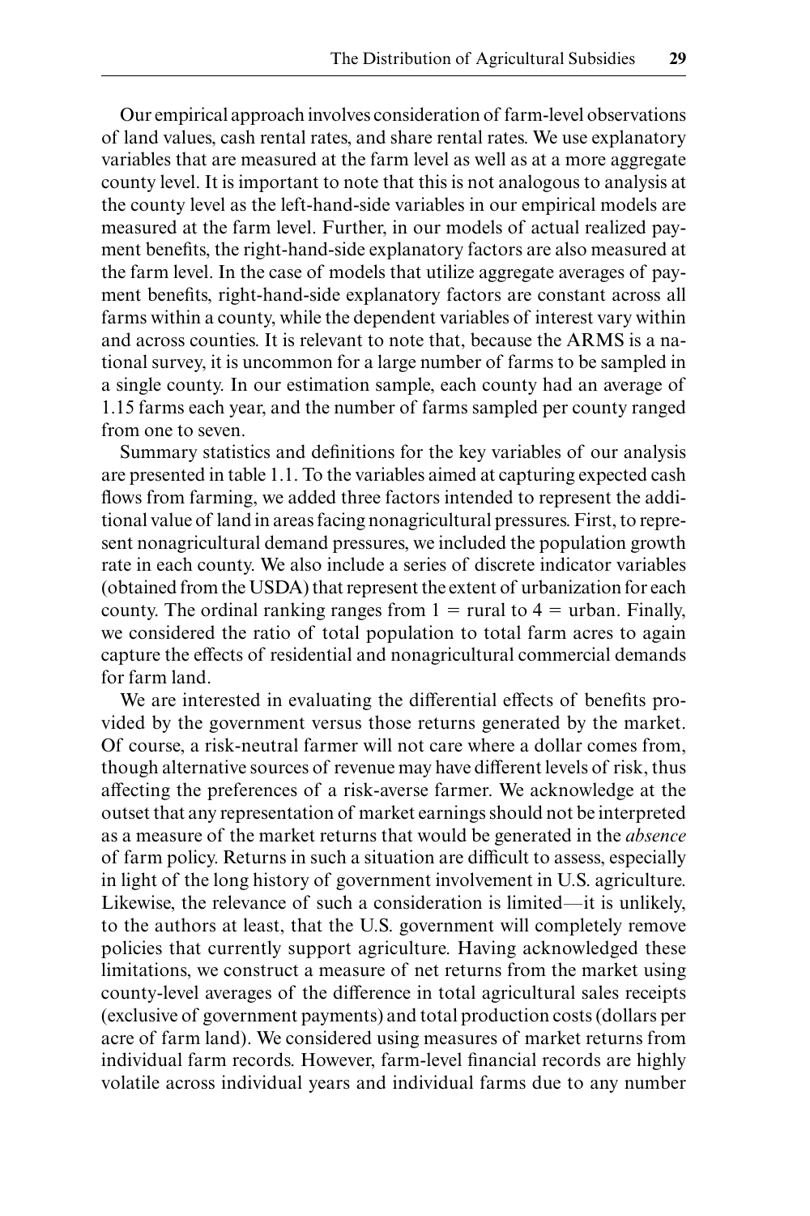Our empirical approach involves consideration of farm-level observations of land values, cash rental rates, and share rental rates. We use explanatory variables that are measured at the farm level as well as at a more aggregate county level. It is important to note that this is not analogous to analysis at the county level as the left-hand-side variables in our empirical models are measured at the farm level. Further, in our models of actual realized payment benefits, the right-hand-side explanatory factors are also measured at the farm level. In the case of models that utilize aggregate averages of payment benefits, right-hand-side explanatory factors are constant across all farms within a county, while the dependent variables of interest vary within and across counties. It is relevant to note that, because the ARMS is a national survey, it is uncommon for a large number of farms to be sampled in a single county. In our estimation sample, each county had an average of 1.15 farms each year, and the number of farms sampled per county ranged from one to seven.

Summary statistics and definitions for the key variables of our analysis are presented in table 1.1. To the variables aimed at capturing expected cash flows from farming, we added three factors intended to represent the additional value of land in areas facing nonagricultural pressures. First, to represent nonagricultural demand pressures, we included the population growth rate in each county. We also include a series of discrete indicator variables (obtained from the USDA) that represent the extent of urbanization for each county. The ordinal ranking ranges from $1 =$ rural to $4 =$ urban. Finally, we considered the ratio of total population to total farm acres to again capture the effects of residential and nonagricultural commercial demands for farm land.

We are interested in evaluating the differential effects of benefits provided by the government versus those returns generated by the market. Of course, a risk-neutral farmer will not care where a dollar comes from, though alternative sources of revenue may have different levels of risk, thus affecting the preferences of a risk-averse farmer. We acknowledge at the outset that any representation of market earnings should not be interpreted as a measure of the market returns that would be generated in the *absence* of farm policy. Returns in such a situation are difficult to assess, especially in light of the long history of government involvement in U.S. agriculture. Likewise, the relevance of such a consideration is limited—it is unlikely, to the authors at least, that the U.S. government will completely remove policies that currently support agriculture. Having acknowledged these limitations, we construct a measure of net returns from the market using county-level averages of the difference in total agricultural sales receipts (exclusive of government payments) and total production costs (dollars per acre of farm land). We considered using measures of market returns from individual farm records. However, farm-level financial records are highly volatile across individual years and individual farms due to any number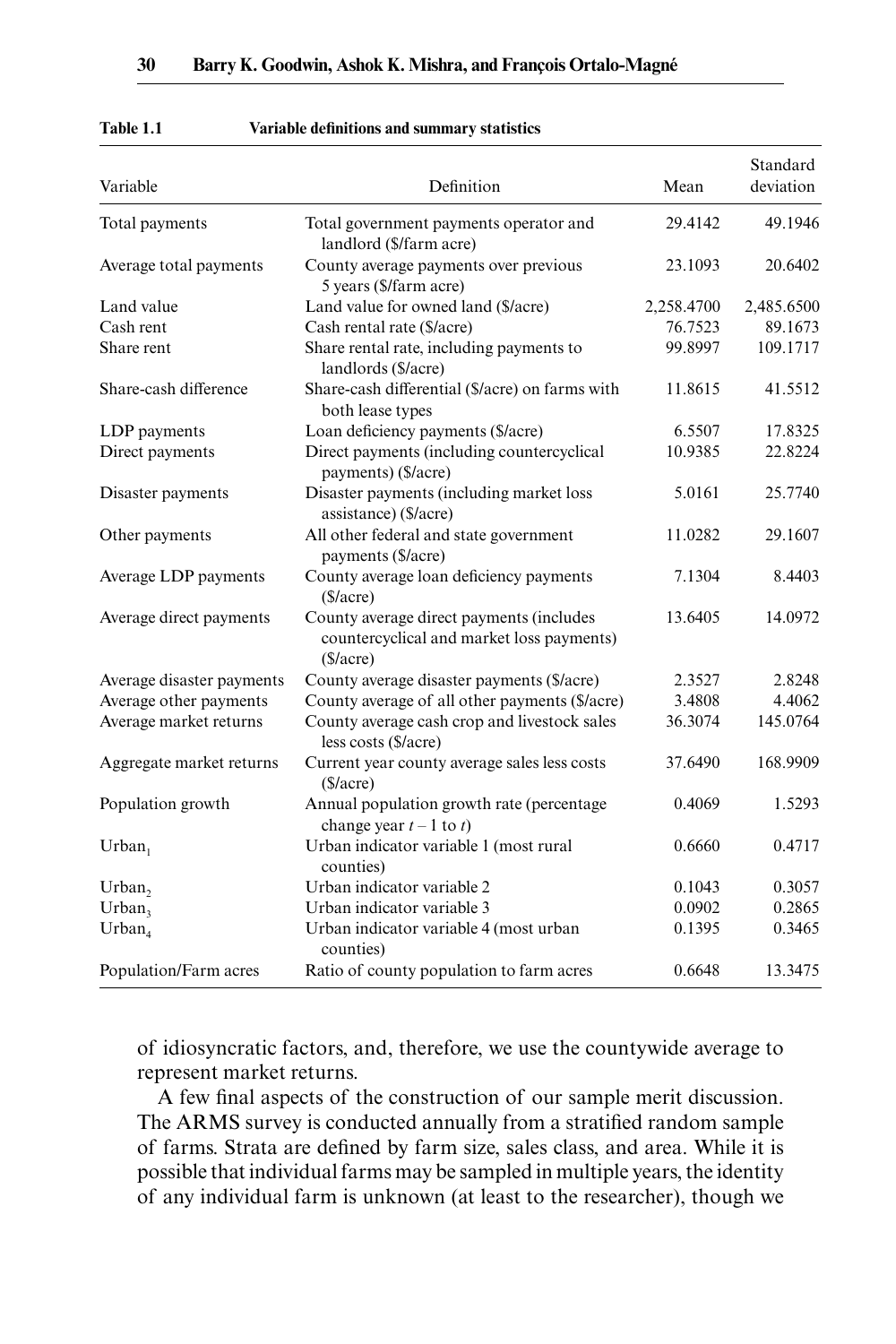**Table 1.1 Variable definitions and summary statistics**

| Variable | Definition | Mean | Standard deviation |
|---|---|---|---|
| Total payments | Total government payments operator and landlord ($/farm acre) | 29.4142 | 49.1946 |
| Average total payments | County average payments over previous 5 years ($/farm acre) | 23.1093 | 20.6402 |
| Land value | Land value for owned land ($/acre) | 2,258.4700 | 2,485.6500 |
| Cash rent | Cash rental rate ($/acre) | 76.7523 | 89.1673 |
| Share rent | Share rental rate, including payments to landlords ($/acre) | 99.8997 | 109.1717 |
| Share-cash difference | Share-cash differential ($/acre) on farms with both lease types | 11.8615 | 41.5512 |
| LDP payments | Loan deficiency payments ($/acre) | 6.5507 | 17.8325 |
| Direct payments | Direct payments (including countercyclical payments) ($/acre) | 10.9385 | 22.8224 |
| Disaster payments | Disaster payments (including market loss assistance) ($/acre) | 5.0161 | 25.7740 |
| Other payments | All other federal and state government payments ($/acre) | 11.0282 | 29.1607 |
| Average LDP payments | County average loan deficiency payments ($/acre) | 7.1304 | 8.4403 |
| Average direct payments | County average direct payments (includes countercyclical and market loss payments) ($/acre) | 13.6405 | 14.0972 |
| Average disaster payments | County average disaster payments ($/acre) | 2.3527 | 2.8248 |
| Average other payments | County average of all other payments ($/acre) | 3.4808 | 4.4062 |
| Average market returns | County average cash crop and livestock sales less costs ($/acre) | 36.3074 | 145.0764 |
| Aggregate market returns | Current year county average sales less costs ($/acre) | 37.6490 | 168.9909 |
| Population growth | Annual population growth rate (percentage change year $t-1$ to $t$) | 0.4069 | 1.5293 |
| $\text{Urban}_1$ | Urban indicator variable 1 (most rural counties) | 0.6660 | 0.4717 |
| $\text{Urban}_2$ | Urban indicator variable 2 | 0.1043 | 0.3057 |
| $\text{Urban}_3$ | Urban indicator variable 3 | 0.0902 | 0.2865 |
| $\text{Urban}_4$ | Urban indicator variable 4 (most urban counties) | 0.1395 | 0.3465 |
| Population/Farm acres | Ratio of county population to farm acres | 0.6648 | 13.3475 |

of idiosyncratic factors, and, therefore, we use the countywide average to represent market returns.

A few final aspects of the construction of our sample merit discussion. The ARMS survey is conducted annually from a stratified random sample of farms. Strata are defined by farm size, sales class, and area. While it is possible that individual farms may be sampled in multiple years, the identity of any individual farm is unknown (at least to the researcher), though we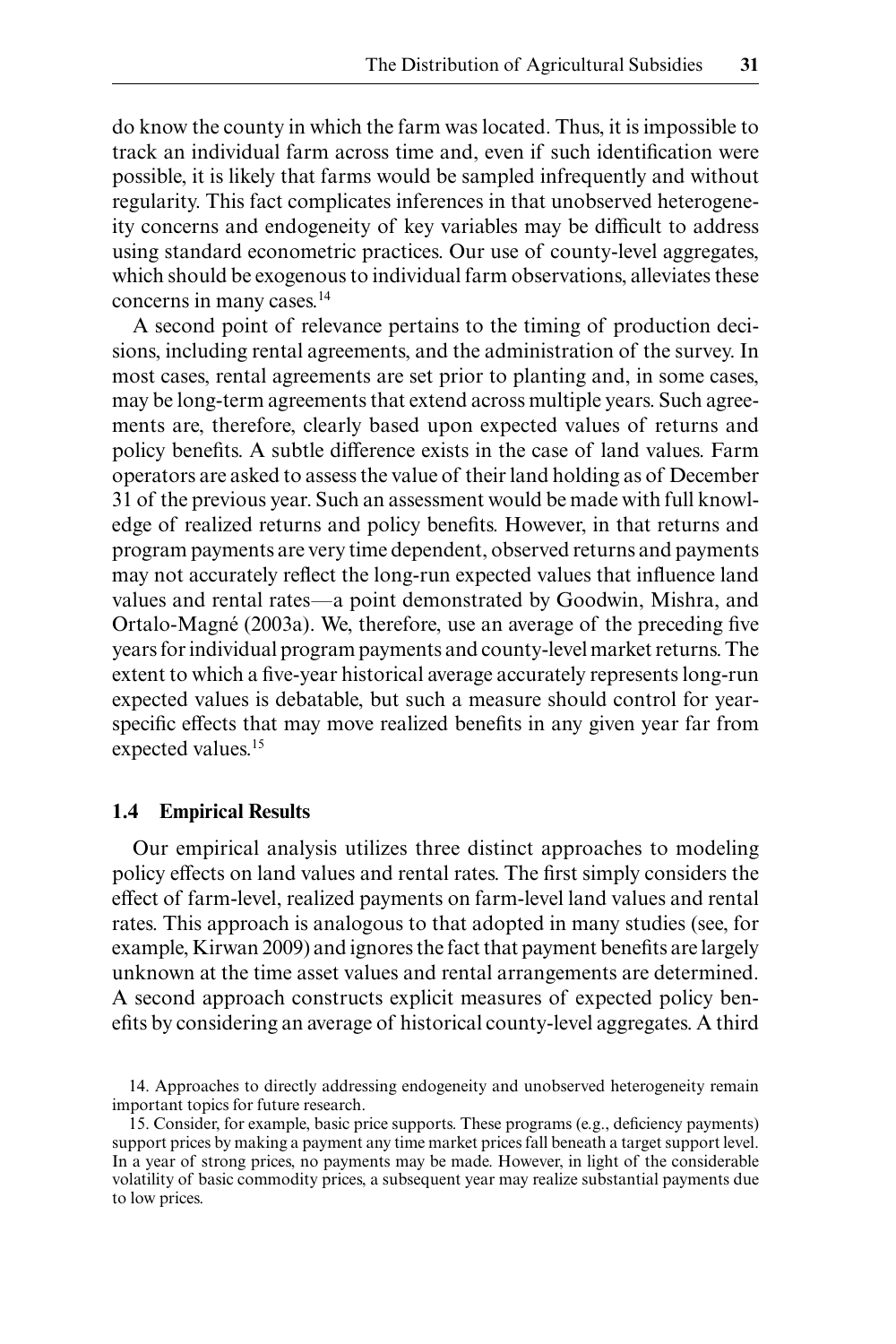do know the county in which the farm was located. Thus, it is impossible to track an individual farm across time and, even if such identification were possible, it is likely that farms would be sampled infrequently and without regularity. This fact complicates inferences in that unobserved heterogeneity concerns and endogeneity of key variables may be difficult to address using standard econometric practices. Our use of county-level aggregates, which should be exogenous to individual farm observations, alleviates these concerns in many cases.[14]

A second point of relevance pertains to the timing of production decisions, including rental agreements, and the administration of the survey. In most cases, rental agreements are set prior to planting and, in some cases, may be long-term agreements that extend across multiple years. Such agreements are, therefore, clearly based upon expected values of returns and policy benefits. A subtle difference exists in the case of land values. Farm operators are asked to assess the value of their land holding as of December 31 of the previous year. Such an assessment would be made with full knowledge of realized returns and policy benefits. However, in that returns and program payments are very time dependent, observed returns and payments may not accurately reflect the long-run expected values that influence land values and rental rates—a point demonstrated by Goodwin, Mishra, and Ortalo-Magné (2003a). We, therefore, use an average of the preceding five years for individual program payments and county-level market returns. The extent to which a five-year historical average accurately represents long-run expected values is debatable, but such a measure should control for year-specific effects that may move realized benefits in any given year far from expected values.[15]

### 1.4 Empirical Results

Our empirical analysis utilizes three distinct approaches to modeling policy effects on land values and rental rates. The first simply considers the effect of farm-level, realized payments on farm-level land values and rental rates. This approach is analogous to that adopted in many studies (see, for example, Kirwan 2009) and ignores the fact that payment benefits are largely unknown at the time asset values and rental arrangements are determined. A second approach constructs explicit measures of expected policy benefits by considering an average of historical county-level aggregates. A third

14. Approaches to directly addressing endogeneity and unobserved heterogeneity remain important topics for future research.

15. Consider, for example, basic price supports. These programs (e.g., deficiency payments) support prices by making a payment any time market prices fall beneath a target support level. In a year of strong prices, no payments may be made. However, in light of the considerable volatility of basic commodity prices, a subsequent year may realize substantial payments due to low prices.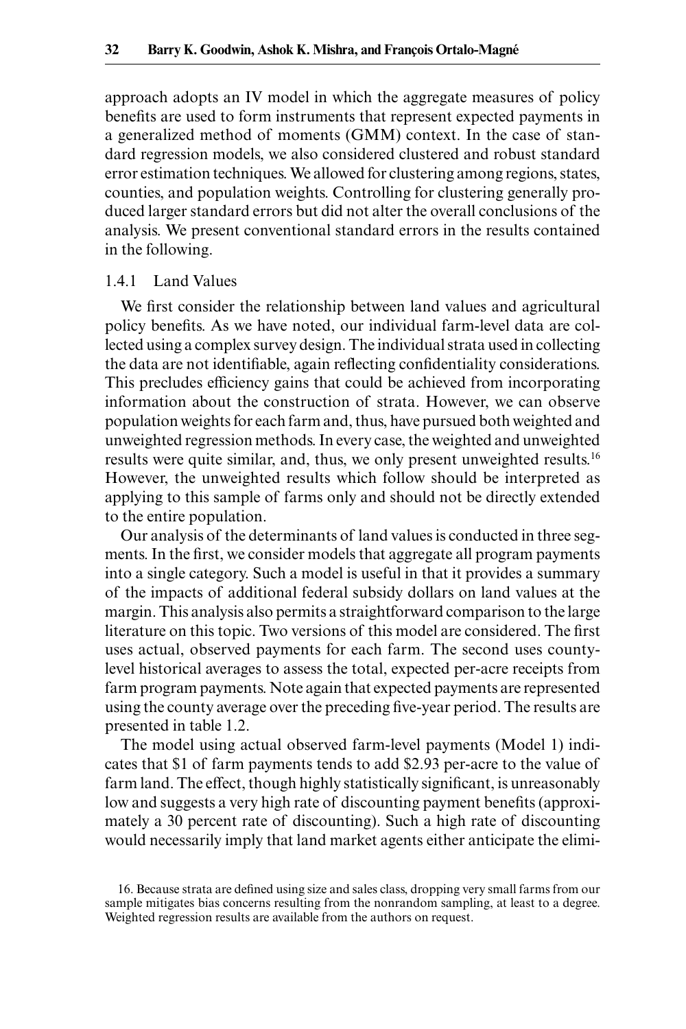approach adopts an IV model in which the aggregate measures of policy benefits are used to form instruments that represent expected payments in a generalized method of moments (GMM) context. In the case of standard regression models, we also considered clustered and robust standard error estimation techniques. We allowed for clustering among regions, states, counties, and population weights. Controlling for clustering generally produced larger standard errors but did not alter the overall conclusions of the analysis. We present conventional standard errors in the results contained in the following.

### 1.4.1 Land Values

We first consider the relationship between land values and agricultural policy benefits. As we have noted, our individual farm-level data are collected using a complex survey design. The individual strata used in collecting the data are not identifiable, again reflecting confidentiality considerations. This precludes efficiency gains that could be achieved from incorporating information about the construction of strata. However, we can observe population weights for each farm and, thus, have pursued both weighted and unweighted regression methods. In every case, the weighted and unweighted results were quite similar, and, thus, we only present unweighted results.[16] However, the unweighted results which follow should be interpreted as applying to this sample of farms only and should not be directly extended to the entire population.

Our analysis of the determinants of land values is conducted in three segments. In the first, we consider models that aggregate all program payments into a single category. Such a model is useful in that it provides a summary of the impacts of additional federal subsidy dollars on land values at the margin. This analysis also permits a straightforward comparison to the large literature on this topic. Two versions of this model are considered. The first uses actual, observed payments for each farm. The second uses county-level historical averages to assess the total, expected per-acre receipts from farm program payments. Note again that expected payments are represented using the county average over the preceding five-year period. The results are presented in table 1.2.

The model using actual observed farm-level payments (Model 1) indicates that \$1 of farm payments tends to add \$2.93 per-acre to the value of farm land. The effect, though highly statistically significant, is unreasonably low and suggests a very high rate of discounting payment benefits (approximately a 30 percent rate of discounting). Such a high rate of discounting would necessarily imply that land market agents either anticipate the elimi-

16. Because strata are defined using size and sales class, dropping very small farms from our sample mitigates bias concerns resulting from the nonrandom sampling, at least to a degree. Weighted regression results are available from the authors on request.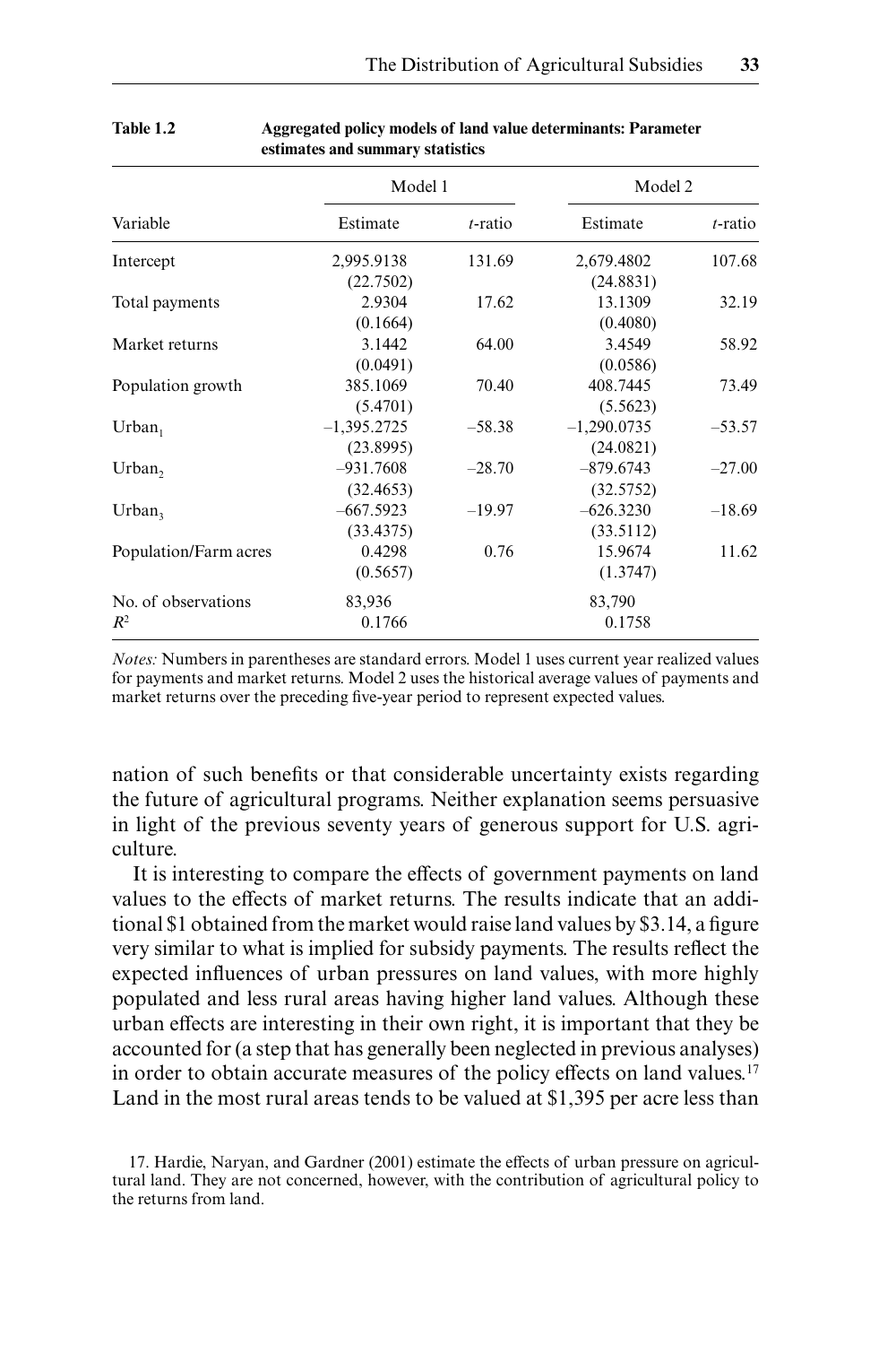**Table 1.2 Aggregated policy models of land value determinants: Parameter estimates and summary statistics**

| Variable | Model 1 | | Model 2 | |
|---|---|---|---|---|
| | Estimate | *t*-ratio | Estimate | *t*-ratio |
| Intercept | 2,995.9138 | 131.69 | 2,679.4802 | 107.68 |
| | (22.7502) | | (24.8831) | |
| Total payments | 2.9304 | 17.62 | 13.1309 | 32.19 |
| | (0.1664) | | (0.4080) | |
| Market returns | 3.1442 | 64.00 | 3.4549 | 58.92 |
| | (0.0491) | | (0.0586) | |
| Population growth | 385.1069 | 70.40 | 408.7445 | 73.49 |
| | (5.4701) | | (5.5623) | |
| $\text{Urban}_1$ | –1,395.2725 | –58.38 | –1,290.0735 | –53.57 |
| | (23.8995) | | (24.0821) | |
| $\text{Urban}_2$ | –931.7608 | –28.70 | –879.6743 | –27.00 |
| | (32.4653) | | (32.5752) | |
| $\text{Urban}_3$ | –667.5923 | –19.97 | –626.3230 | –18.69 |
| | (33.4375) | | (33.5112) | |
| Population/Farm acres | 0.4298 | 0.76 | 15.9674 | 11.62 |
| | (0.5657) | | (1.3747) | |
| No. of observations | 83,936 | | 83,790 | |
| $R^2$ | 0.1766 | | 0.1758 | |

*Notes:* Numbers in parentheses are standard errors. Model 1 uses current year realized values for payments and market returns. Model 2 uses the historical average values of payments and market returns over the preceding five-year period to represent expected values.

nation of such benefits or that considerable uncertainty exists regarding the future of agricultural programs. Neither explanation seems persuasive in light of the previous seventy years of generous support for U.S. agriculture.

It is interesting to compare the effects of government payments on land values to the effects of market returns. The results indicate that an additional $1 obtained from the market would raise land values by $3.14, a figure very similar to what is implied for subsidy payments. The results reflect the expected influences of urban pressures on land values, with more highly populated and less rural areas having higher land values. Although these urban effects are interesting in their own right, it is important that they be accounted for (a step that has generally been neglected in previous analyses) in order to obtain accurate measures of the policy effects on land values.[17] Land in the most rural areas tends to be valued at $1,395 per acre less than

17. Hardie, Naryan, and Gardner (2001) estimate the effects of urban pressure on agricultural land. They are not concerned, however, with the contribution of agricultural policy to the returns from land.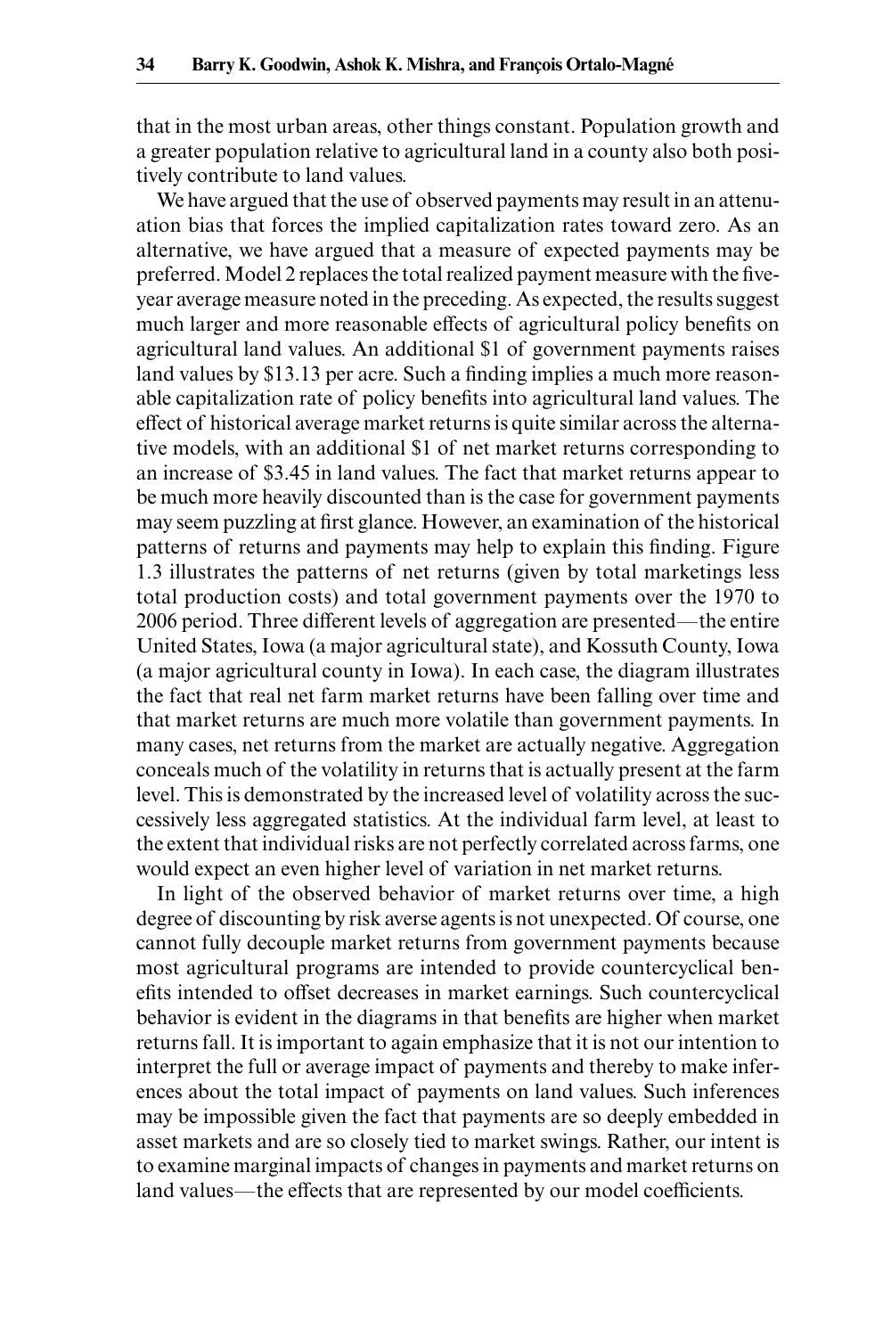that in the most urban areas, other things constant. Population growth and a greater population relative to agricultural land in a county also both positively contribute to land values.

We have argued that the use of observed payments may result in an attenuation bias that forces the implied capitalization rates toward zero. As an alternative, we have argued that a measure of expected payments may be preferred. Model 2 replaces the total realized payment measure with the five-year average measure noted in the preceding. As expected, the results suggest much larger and more reasonable effects of agricultural policy benefits on agricultural land values. An additional $1 of government payments raises land values by $13.13 per acre. Such a finding implies a much more reasonable capitalization rate of policy benefits into agricultural land values. The effect of historical average market returns is quite similar across the alternative models, with an additional $1 of net market returns corresponding to an increase of $3.45 in land values. The fact that market returns appear to be much more heavily discounted than is the case for government payments may seem puzzling at first glance. However, an examination of the historical patterns of returns and payments may help to explain this finding. Figure 1.3 illustrates the patterns of net returns (given by total marketings less total production costs) and total government payments over the 1970 to 2006 period. Three different levels of aggregation are presented—the entire United States, Iowa (a major agricultural state), and Kossuth County, Iowa (a major agricultural county in Iowa). In each case, the diagram illustrates the fact that real net farm market returns have been falling over time and that market returns are much more volatile than government payments. In many cases, net returns from the market are actually negative. Aggregation conceals much of the volatility in returns that is actually present at the farm level. This is demonstrated by the increased level of volatility across the successively less aggregated statistics. At the individual farm level, at least to the extent that individual risks are not perfectly correlated across farms, one would expect an even higher level of variation in net market returns.

In light of the observed behavior of market returns over time, a high degree of discounting by risk averse agents is not unexpected. Of course, one cannot fully decouple market returns from government payments because most agricultural programs are intended to provide countercyclical benefits intended to offset decreases in market earnings. Such countercyclical behavior is evident in the diagrams in that benefits are higher when market returns fall. It is important to again emphasize that it is not our intention to interpret the full or average impact of payments and thereby to make inferences about the total impact of payments on land values. Such inferences may be impossible given the fact that payments are so deeply embedded in asset markets and are so closely tied to market swings. Rather, our intent is to examine marginal impacts of changes in payments and market returns on land values—the effects that are represented by our model coefficients.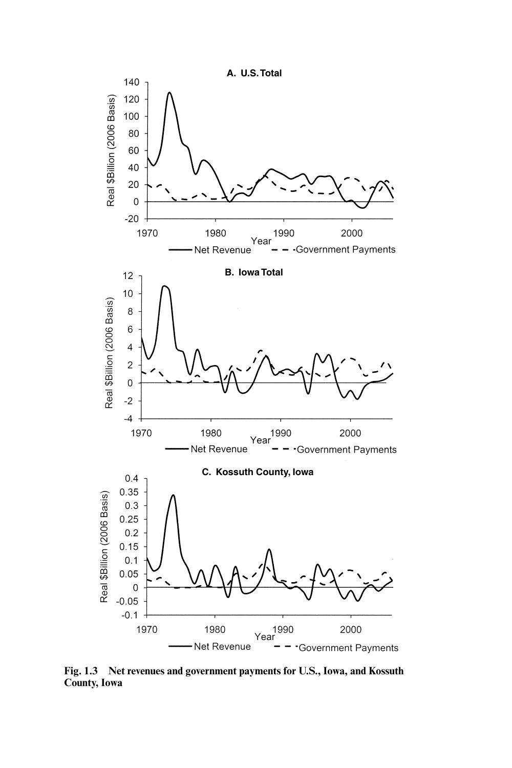Fig. 1.3 Net revenues and government payments for U.S., Iowa, and Kossuth County, Iowa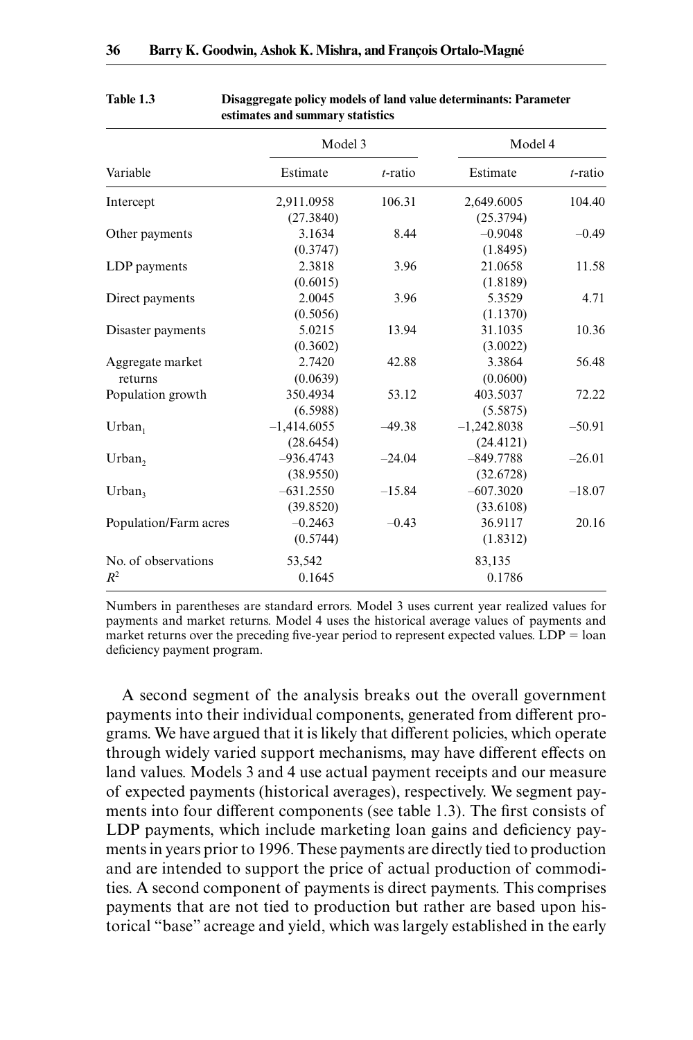**Table 1.3 Disaggregate policy models of land value determinants: Parameter estimates and summary statistics**

| Variable | Model 3 | | Model 4 | |
|---|---|---|---|---|
| | Estimate | *t*-ratio | Estimate | *t*-ratio |
| Intercept | 2,911.0958 (27.3840) | 106.31 | 2,649.6005 (25.3794) | 104.40 |
| Other payments | 3.1634 (0.3747) | 8.44 | –0.9048 (1.8495) | –0.49 |
| LDP payments | 2.3818 (0.6015) | 3.96 | 21.0658 (1.8189) | 11.58 |
| Direct payments | 2.0045 (0.5056) | 3.96 | 5.3529 (1.1370) | 4.71 |
| Disaster payments | 5.0215 (0.3602) | 13.94 | 31.1035 (3.0022) | 10.36 |
| Aggregate market returns | 2.7420 (0.0639) | 42.88 | 3.3864 (0.0600) | 56.48 |
| Population growth | 350.4934 (6.5988) | 53.12 | 403.5037 (5.5875) | 72.22 |
| $Urban_1$ | –1,414.6055 (28.6454) | –49.38 | –1,242.8038 (24.4121) | –50.91 |
| $Urban_2$ | –936.4743 (38.9550) | –24.04 | –849.7788 (32.6728) | –26.01 |
| $Urban_3$ | –631.2550 (39.8520) | –15.84 | –607.3020 (33.6108) | –18.07 |
| Population/Farm acres | –0.2463 (0.5744) | –0.43 | 36.9117 (1.8312) | 20.16 |
| No. of observations | 53,542 | | 83,135 | |
| $R^2$ | 0.1645 | | 0.1786 | |

Numbers in parentheses are standard errors. Model 3 uses current year realized values for payments and market returns. Model 4 uses the historical average values of payments and market returns over the preceding five-year period to represent expected values. LDP = loan deficiency payment program.

A second segment of the analysis breaks out the overall government payments into their individual components, generated from different programs. We have argued that it is likely that different policies, which operate through widely varied support mechanisms, may have different effects on land values. Models 3 and 4 use actual payment receipts and our measure of expected payments (historical averages), respectively. We segment payments into four different components (see table 1.3). The first consists of LDP payments, which include marketing loan gains and deficiency payments in years prior to 1996. These payments are directly tied to production and are intended to support the price of actual production of commodities. A second component of payments is direct payments. This comprises payments that are not tied to production but rather are based upon historical "base" acreage and yield, which was largely established in the early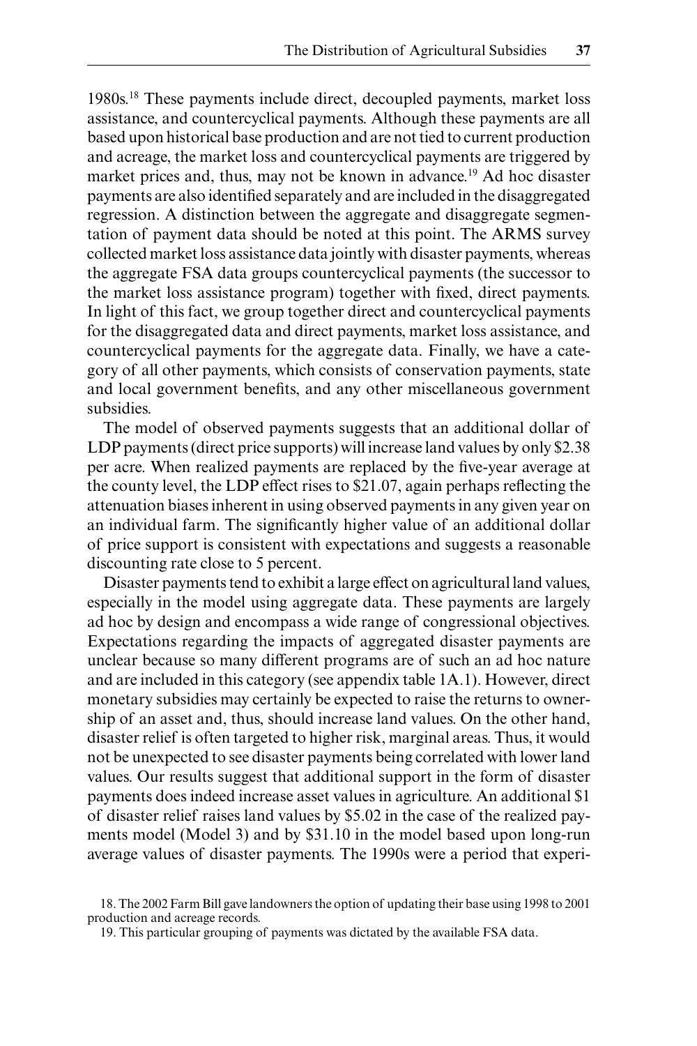1980s.[18] These payments include direct, decoupled payments, market loss assistance, and countercyclical payments. Although these payments are all based upon historical base production and are not tied to current production and acreage, the market loss and countercyclical payments are triggered by market prices and, thus, may not be known in advance.[19] Ad hoc disaster payments are also identified separately and are included in the disaggregated regression. A distinction between the aggregate and disaggregate segmentation of payment data should be noted at this point. The ARMS survey collected market loss assistance data jointly with disaster payments, whereas the aggregate FSA data groups countercyclical payments (the successor to the market loss assistance program) together with fixed, direct payments. In light of this fact, we group together direct and countercyclical payments for the disaggregated data and direct payments, market loss assistance, and countercyclical payments for the aggregate data. Finally, we have a category of all other payments, which consists of conservation payments, state and local government benefits, and any other miscellaneous government subsidies.

The model of observed payments suggests that an additional dollar of LDP payments (direct price supports) will increase land values by only $2.38 per acre. When realized payments are replaced by the five-year average at the county level, the LDP effect rises to $21.07, again perhaps reflecting the attenuation biases inherent in using observed payments in any given year on an individual farm. The significantly higher value of an additional dollar of price support is consistent with expectations and suggests a reasonable discounting rate close to 5 percent.

Disaster payments tend to exhibit a large effect on agricultural land values, especially in the model using aggregate data. These payments are largely ad hoc by design and encompass a wide range of congressional objectives. Expectations regarding the impacts of aggregated disaster payments are unclear because so many different programs are of such an ad hoc nature and are included in this category (see appendix table 1A.1). However, direct monetary subsidies may certainly be expected to raise the returns to ownership of an asset and, thus, should increase land values. On the other hand, disaster relief is often targeted to higher risk, marginal areas. Thus, it would not be unexpected to see disaster payments being correlated with lower land values. Our results suggest that additional support in the form of disaster payments does indeed increase asset values in agriculture. An additional $1 of disaster relief raises land values by $5.02 in the case of the realized payments model (Model 3) and by $31.10 in the model based upon long-run average values of disaster payments. The 1990s were a period that experi-

18. The 2002 Farm Bill gave landowners the option of updating their base using 1998 to 2001 production and acreage records.

19. This particular grouping of payments was dictated by the available FSA data.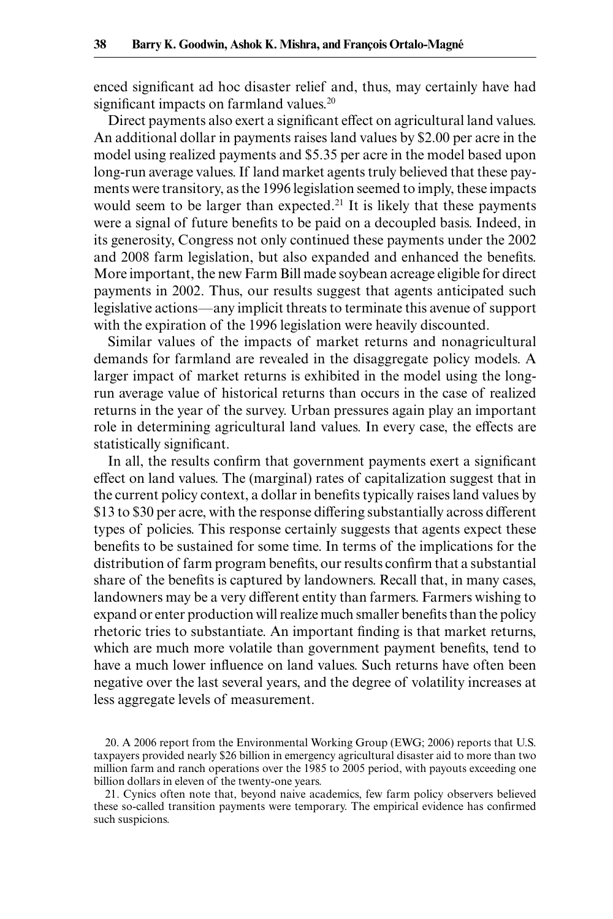enced significant ad hoc disaster relief and, thus, may certainly have had significant impacts on farmland values.[20]

Direct payments also exert a significant effect on agricultural land values. An additional dollar in payments raises land values by $2.00 per acre in the model using realized payments and $5.35 per acre in the model based upon long-run average values. If land market agents truly believed that these payments were transitory, as the 1996 legislation seemed to imply, these impacts would seem to be larger than expected.[21] It is likely that these payments were a signal of future benefits to be paid on a decoupled basis. Indeed, in its generosity, Congress not only continued these payments under the 2002 and 2008 farm legislation, but also expanded and enhanced the benefits. More important, the new Farm Bill made soybean acreage eligible for direct payments in 2002. Thus, our results suggest that agents anticipated such legislative actions—any implicit threats to terminate this avenue of support with the expiration of the 1996 legislation were heavily discounted.

Similar values of the impacts of market returns and nonagricultural demands for farmland are revealed in the disaggregate policy models. A larger impact of market returns is exhibited in the model using the long-run average value of historical returns than occurs in the case of realized returns in the year of the survey. Urban pressures again play an important role in determining agricultural land values. In every case, the effects are statistically significant.

In all, the results confirm that government payments exert a significant effect on land values. The (marginal) rates of capitalization suggest that in the current policy context, a dollar in benefits typically raises land values by $13 to $30 per acre, with the response differing substantially across different types of policies. This response certainly suggests that agents expect these benefits to be sustained for some time. In terms of the implications for the distribution of farm program benefits, our results confirm that a substantial share of the benefits is captured by landowners. Recall that, in many cases, landowners may be a very different entity than farmers. Farmers wishing to expand or enter production will realize much smaller benefits than the policy rhetoric tries to substantiate. An important finding is that market returns, which are much more volatile than government payment benefits, tend to have a much lower influence on land values. Such returns have often been negative over the last several years, and the degree of volatility increases at less aggregate levels of measurement.

20. A 2006 report from the Environmental Working Group (EWG; 2006) reports that U.S. taxpayers provided nearly $26 billion in emergency agricultural disaster aid to more than two million farm and ranch operations over the 1985 to 2005 period, with payouts exceeding one billion dollars in eleven of the twenty-one years.

21. Cynics often note that, beyond naive academics, few farm policy observers believed these so-called transition payments were temporary. The empirical evidence has confirmed such suspicions.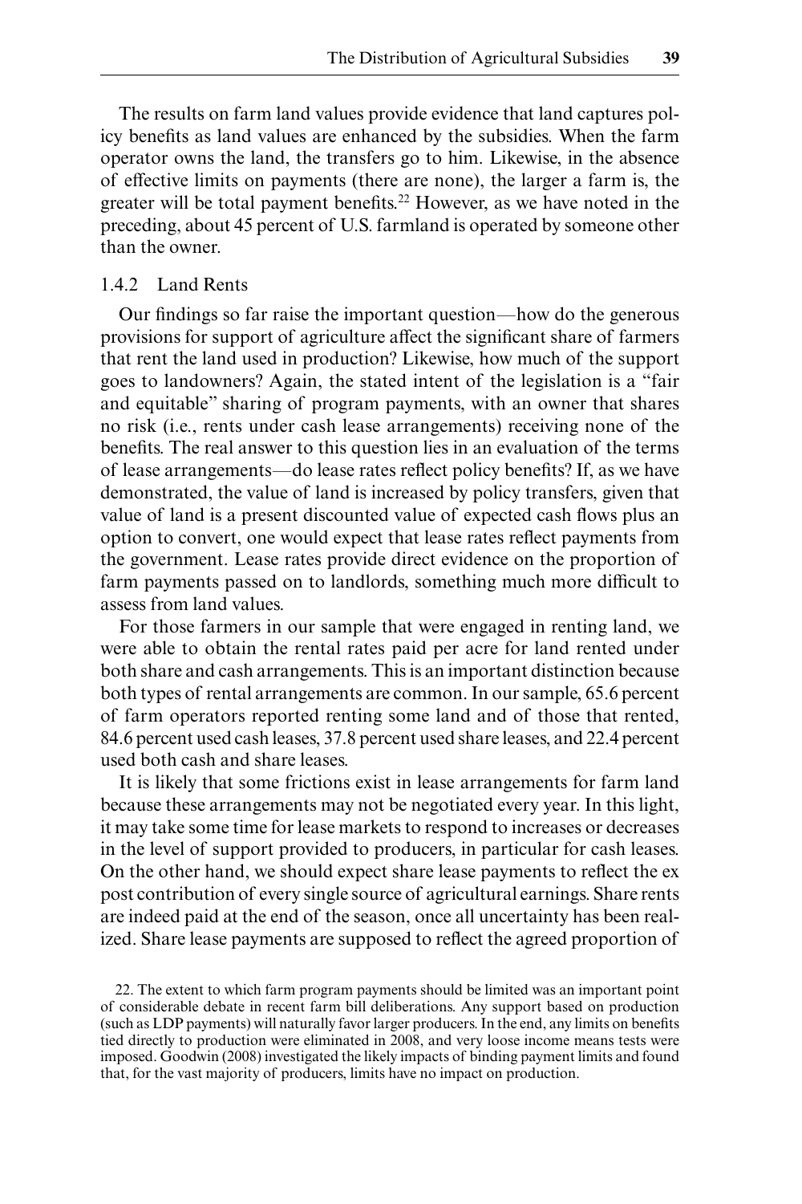The results on farm land values provide evidence that land captures policy benefits as land values are enhanced by the subsidies. When the farm operator owns the land, the transfers go to him. Likewise, in the absence of effective limits on payments (there are none), the larger a farm is, the greater will be total payment benefits.[22] However, as we have noted in the preceding, about 45 percent of U.S. farmland is operated by someone other than the owner.

### 1.4.2 Land Rents

Our findings so far raise the important question—how do the generous provisions for support of agriculture affect the significant share of farmers that rent the land used in production? Likewise, how much of the support goes to landowners? Again, the stated intent of the legislation is a "fair and equitable" sharing of program payments, with an owner that shares no risk (i.e., rents under cash lease arrangements) receiving none of the benefits. The real answer to this question lies in an evaluation of the terms of lease arrangements—do lease rates reflect policy benefits? If, as we have demonstrated, the value of land is increased by policy transfers, given that value of land is a present discounted value of expected cash flows plus an option to convert, one would expect that lease rates reflect payments from the government. Lease rates provide direct evidence on the proportion of farm payments passed on to landlords, something much more difficult to assess from land values.

For those farmers in our sample that were engaged in renting land, we were able to obtain the rental rates paid per acre for land rented under both share and cash arrangements. This is an important distinction because both types of rental arrangements are common. In our sample, 65.6 percent of farm operators reported renting some land and of those that rented, 84.6 percent used cash leases, 37.8 percent used share leases, and 22.4 percent used both cash and share leases.

It is likely that some frictions exist in lease arrangements for farm land because these arrangements may not be negotiated every year. In this light, it may take some time for lease markets to respond to increases or decreases in the level of support provided to producers, in particular for cash leases. On the other hand, we should expect share lease payments to reflect the ex post contribution of every single source of agricultural earnings. Share rents are indeed paid at the end of the season, once all uncertainty has been realized. Share lease payments are supposed to reflect the agreed proportion of

22. The extent to which farm program payments should be limited was an important point of considerable debate in recent farm bill deliberations. Any support based on production (such as LDP payments) will naturally favor larger producers. In the end, any limits on benefits tied directly to production were eliminated in 2008, and very loose income means tests were imposed. Goodwin (2008) investigated the likely impacts of binding payment limits and found that, for the vast majority of producers, limits have no impact on production.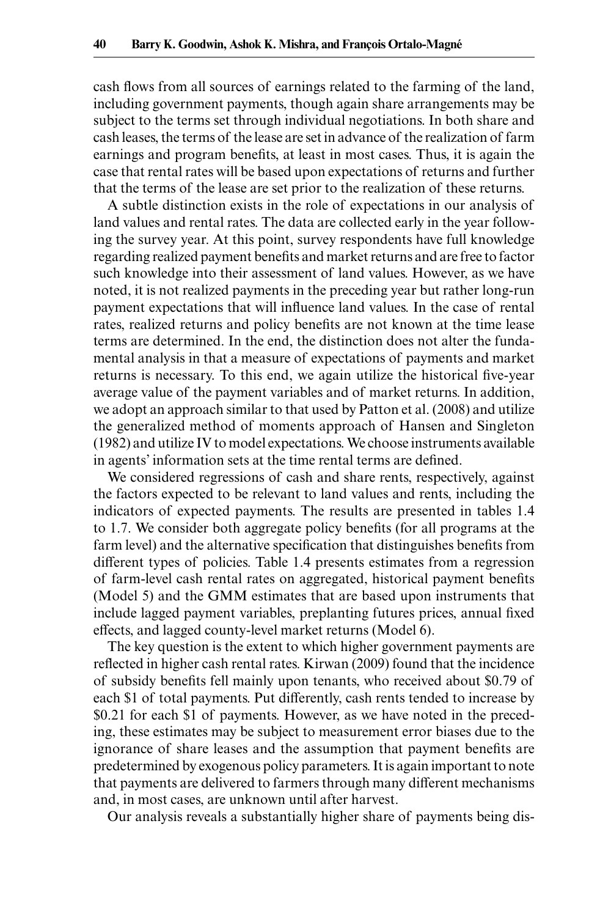cash flows from all sources of earnings related to the farming of the land, including government payments, though again share arrangements may be subject to the terms set through individual negotiations. In both share and cash leases, the terms of the lease are set in advance of the realization of farm earnings and program benefits, at least in most cases. Thus, it is again the case that rental rates will be based upon expectations of returns and further that the terms of the lease are set prior to the realization of these returns.

A subtle distinction exists in the role of expectations in our analysis of land values and rental rates. The data are collected early in the year following the survey year. At this point, survey respondents have full knowledge regarding realized payment benefits and market returns and are free to factor such knowledge into their assessment of land values. However, as we have noted, it is not realized payments in the preceding year but rather long-run payment expectations that will influence land values. In the case of rental rates, realized returns and policy benefits are not known at the time lease terms are determined. In the end, the distinction does not alter the fundamental analysis in that a measure of expectations of payments and market returns is necessary. To this end, we again utilize the historical five-year average value of the payment variables and of market returns. In addition, we adopt an approach similar to that used by Patton et al. (2008) and utilize the generalized method of moments approach of Hansen and Singleton (1982) and utilize IV to model expectations. We choose instruments available in agents' information sets at the time rental terms are defined.

We considered regressions of cash and share rents, respectively, against the factors expected to be relevant to land values and rents, including the indicators of expected payments. The results are presented in tables 1.4 to 1.7. We consider both aggregate policy benefits (for all programs at the farm level) and the alternative specification that distinguishes benefits from different types of policies. Table 1.4 presents estimates from a regression of farm-level cash rental rates on aggregated, historical payment benefits (Model 5) and the GMM estimates that are based upon instruments that include lagged payment variables, preplanting futures prices, annual fixed effects, and lagged county-level market returns (Model 6).

The key question is the extent to which higher government payments are reflected in higher cash rental rates. Kirwan (2009) found that the incidence of subsidy benefits fell mainly upon tenants, who received about \$0.79 of each \$1 of total payments. Put differently, cash rents tended to increase by \$0.21 for each \$1 of payments. However, as we have noted in the preceding, these estimates may be subject to measurement error biases due to the ignorance of share leases and the assumption that payment benefits are predetermined by exogenous policy parameters. It is again important to note that payments are delivered to farmers through many different mechanisms and, in most cases, are unknown until after harvest.

Our analysis reveals a substantially higher share of payments being dis-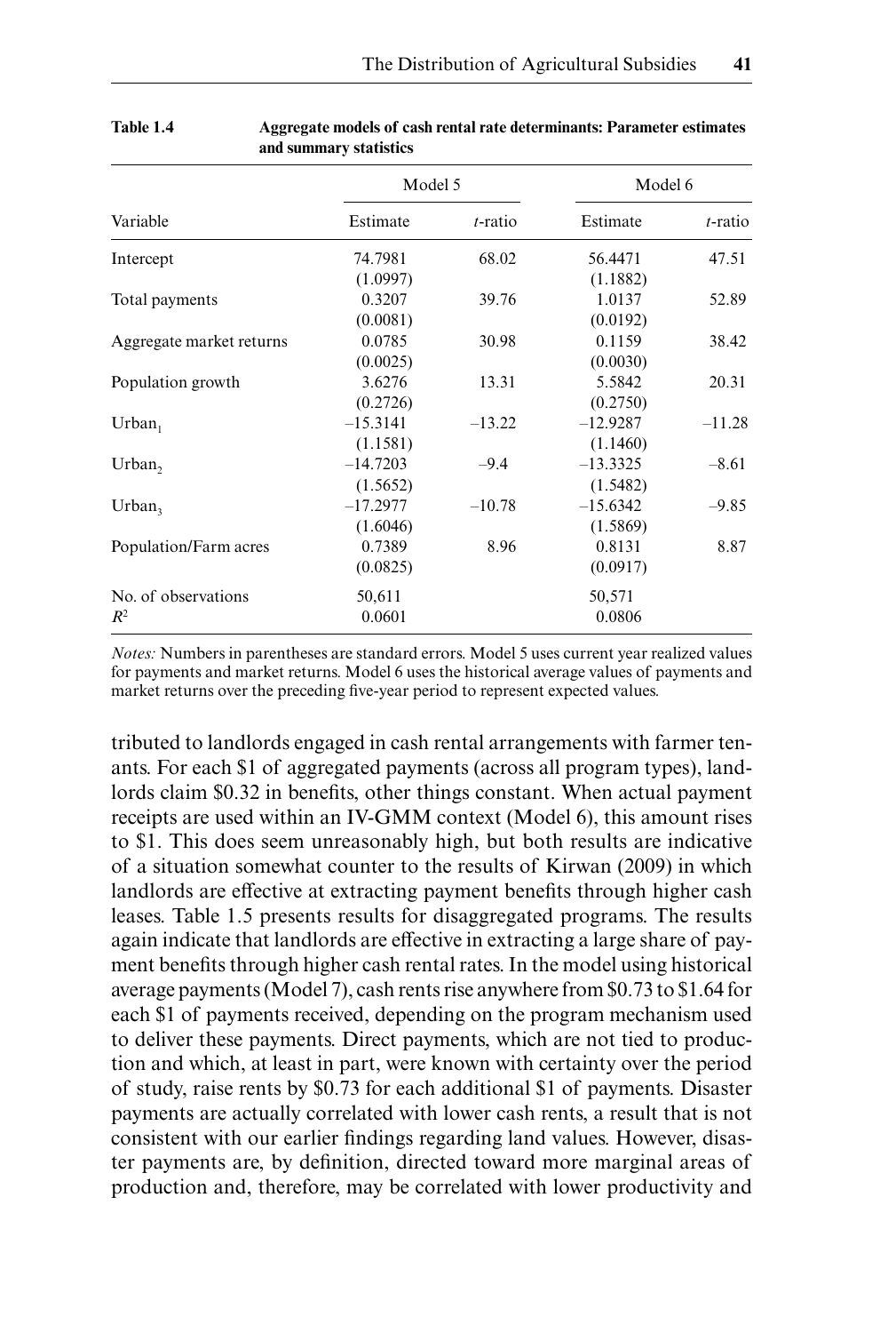**Table 1.4** **Aggregate models of cash rental rate determinants: Parameter estimates and summary statistics**

| | Model 5 | | Model 6 | |
|---|---|---|---|---|
| Variable | Estimate | *t*-ratio | Estimate | *t*-ratio |
| Intercept | 74.7981 (1.0997) | 68.02 | 56.4471 (1.1882) | 47.51 |
| Total payments | 0.3207 (0.0081) | 39.76 | 1.0137 (0.0192) | 52.89 |
| Aggregate market returns | 0.0785 (0.0025) | 30.98 | 0.1159 (0.0030) | 38.42 |
| Population growth | 3.6276 (0.2726) | 13.31 | 5.5842 (0.2750) | 20.31 |
| $Urban_1$ | –15.3141 (1.1581) | –13.22 | –12.9287 (1.1460) | –11.28 |
| $Urban_2$ | –14.7203 (1.5652) | –9.4 | –13.3325 (1.5482) | –8.61 |
| $Urban_3$ | –17.2977 (1.6046) | –10.78 | –15.6342 (1.5869) | –9.85 |
| Population/Farm acres | 0.7389 (0.0825) | 8.96 | 0.8131 (0.0917) | 8.87 |
| No. of observations | 50,611 | | 50,571 | |
| $R^2$ | 0.0601 | | 0.0806 | |

*Notes:* Numbers in parentheses are standard errors. Model 5 uses current year realized values for payments and market returns. Model 6 uses the historical average values of payments and market returns over the preceding five-year period to represent expected values.

tributed to landlords engaged in cash rental arrangements with farmer tenants. For each \$1 of aggregated payments (across all program types), landlords claim \$0.32 in benefits, other things constant. When actual payment receipts are used within an IV-GMM context (Model 6), this amount rises to \$1. This does seem unreasonably high, but both results are indicative of a situation somewhat counter to the results of Kirwan (2009) in which landlords are effective at extracting payment benefits through higher cash leases. Table 1.5 presents results for disaggregated programs. The results again indicate that landlords are effective in extracting a large share of payment benefits through higher cash rental rates. In the model using historical average payments (Model 7), cash rents rise anywhere from \$0.73 to \$1.64 for each \$1 of payments received, depending on the program mechanism used to deliver these payments. Direct payments, which are not tied to production and which, at least in part, were known with certainty over the period of study, raise rents by \$0.73 for each additional \$1 of payments. Disaster payments are actually correlated with lower cash rents, a result that is not consistent with our earlier findings regarding land values. However, disaster payments are, by definition, directed toward more marginal areas of production and, therefore, may be correlated with lower productivity and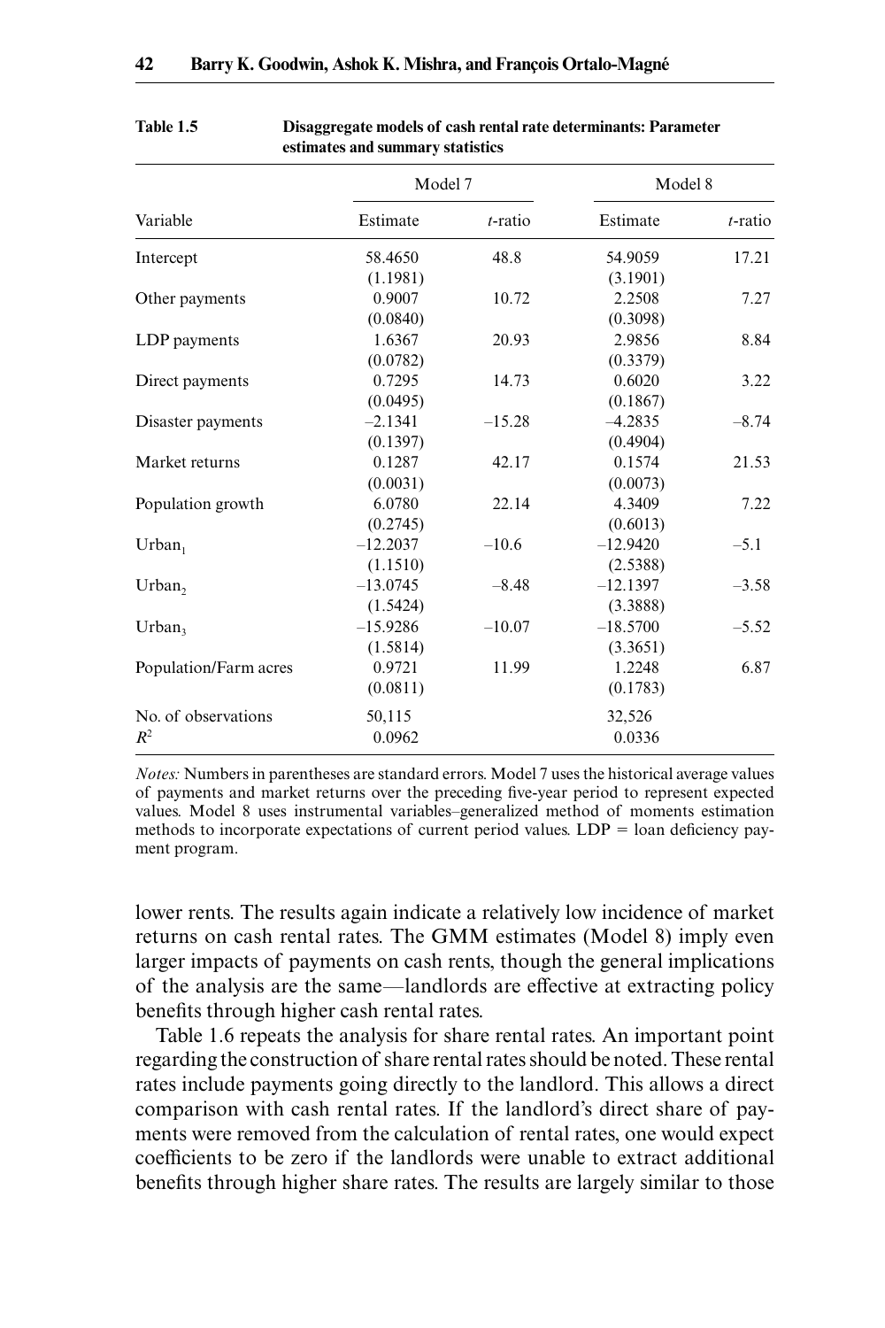**Table 1.5 Disaggregate models of cash rental rate determinants: Parameter estimates and summary statistics**

| | Model 7 | | Model 8 | |
|---|---|---|---|---|
| Variable | Estimate | *t*-ratio | Estimate | *t*-ratio |
| Intercept | 58.4650 (1.1981) | 48.8 | 54.9059 (3.1901) | 17.21 |
| Other payments | 0.9007 (0.0840) | 10.72 | 2.2508 (0.3098) | 7.27 |
| LDP payments | 1.6367 (0.0782) | 20.93 | 2.9856 (0.3379) | 8.84 |
| Direct payments | 0.7295 (0.0495) | 14.73 | 0.6020 (0.1867) | 3.22 |
| Disaster payments | –2.1341 (0.1397) | –15.28 | –4.2835 (0.4904) | –8.74 |
| Market returns | 0.1287 (0.0031) | 42.17 | 0.1574 (0.0073) | 21.53 |
| Population growth | 6.0780 (0.2745) | 22.14 | 4.3409 (0.6013) | 7.22 |
| $Urban_1$ | –12.2037 (1.1510) | –10.6 | –12.9420 (2.5388) | –5.1 |
| $Urban_2$ | –13.0745 (1.5424) | –8.48 | –12.1397 (3.3888) | –3.58 |
| $Urban_3$ | –15.9286 (1.5814) | –10.07 | –18.5700 (3.3651) | –5.52 |
| Population/Farm acres | 0.9721 (0.0811) | 11.99 | 1.2248 (0.1783) | 6.87 |
| No. of observations | 50,115 | | 32,526 | |
| $R^2$ | 0.0962 | | 0.0336 | |

*Notes:* Numbers in parentheses are standard errors. Model 7 uses the historical average values of payments and market returns over the preceding five-year period to represent expected values. Model 8 uses instrumental variables–generalized method of moments estimation methods to incorporate expectations of current period values. LDP = loan deficiency payment program.

lower rents. The results again indicate a relatively low incidence of market returns on cash rental rates. The GMM estimates (Model 8) imply even larger impacts of payments on cash rents, though the general implications of the analysis are the same—landlords are effective at extracting policy benefits through higher cash rental rates.

Table 1.6 repeats the analysis for share rental rates. An important point regarding the construction of share rental rates should be noted. These rental rates include payments going directly to the landlord. This allows a direct comparison with cash rental rates. If the landlord's direct share of payments were removed from the calculation of rental rates, one would expect coefficients to be zero if the landlords were unable to extract additional benefits through higher share rates. The results are largely similar to those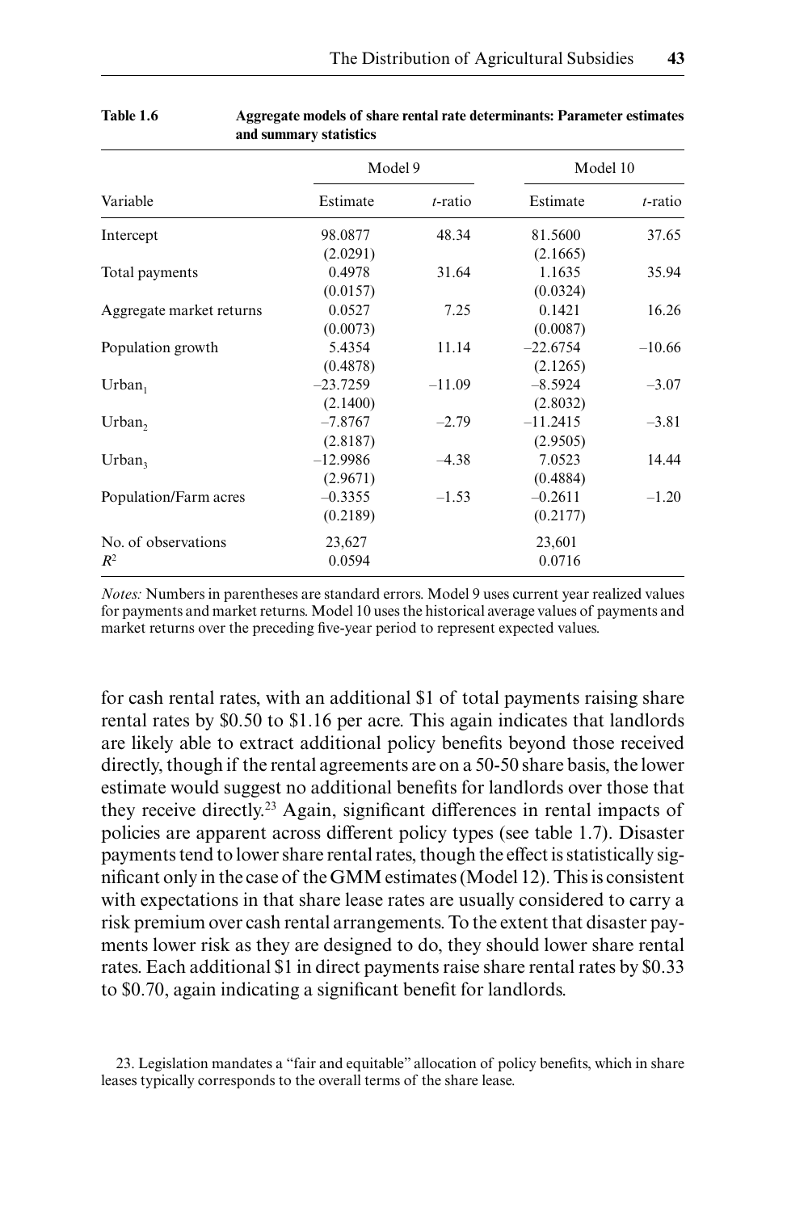**Table 1.6 Aggregate models of share rental rate determinants: Parameter estimates and summary statistics**

| Variable | Model 9 | | Model 10 | |
|---|---|---|---|---|
| | Estimate | *t*-ratio | Estimate | *t*-ratio |
| Intercept | 98.0877 | 48.34 | 81.5600 | 37.65 |
| | (2.0291) | | (2.1665) | |
| Total payments | 0.4978 | 31.64 | 1.1635 | 35.94 |
| | (0.0157) | | (0.0324) | |
| Aggregate market returns | 0.0527 | 7.25 | 0.1421 | 16.26 |
| | (0.0073) | | (0.0087) | |
| Population growth | 5.4354 | 11.14 | –22.6754 | –10.66 |
| | (0.4878) | | (2.1265) | |
| $Urban_1$ | –23.7259 | –11.09 | –8.5924 | –3.07 |
| | (2.1400) | | (2.8032) | |
| $Urban_2$ | –7.8767 | –2.79 | –11.2415 | –3.81 |
| | (2.8187) | | (2.9505) | |
| $Urban_3$ | –12.9986 | –4.38 | 7.0523 | 14.44 |
| | (2.9671) | | (0.4884) | |
| Population/Farm acres | –0.3355 | –1.53 | –0.2611 | –1.20 |
| | (0.2189) | | (0.2177) | |
| No. of observations | 23,627 | | 23,601 | |
| $R^2$ | 0.0594 | | 0.0716 | |

*Notes:* Numbers in parentheses are standard errors. Model 9 uses current year realized values for payments and market returns. Model 10 uses the historical average values of payments and market returns over the preceding five-year period to represent expected values.

for cash rental rates, with an additional \$1 of total payments raising share rental rates by \$0.50 to \$1.16 per acre. This again indicates that landlords are likely able to extract additional policy benefits beyond those received directly, though if the rental agreements are on a 50-50 share basis, the lower estimate would suggest no additional benefits for landlords over those that they receive directly.[23] Again, significant differences in rental impacts of policies are apparent across different policy types (see table 1.7). Disaster payments tend to lower share rental rates, though the effect is statistically significant only in the case of the GMM estimates (Model 12). This is consistent with expectations in that share lease rates are usually considered to carry a risk premium over cash rental arrangements. To the extent that disaster payments lower risk as they are designed to do, they should lower share rental rates. Each additional \$1 in direct payments raise share rental rates by \$0.33 to \$0.70, again indicating a significant benefit for landlords.

23. Legislation mandates a "fair and equitable" allocation of policy benefits, which in share leases typically corresponds to the overall terms of the share lease.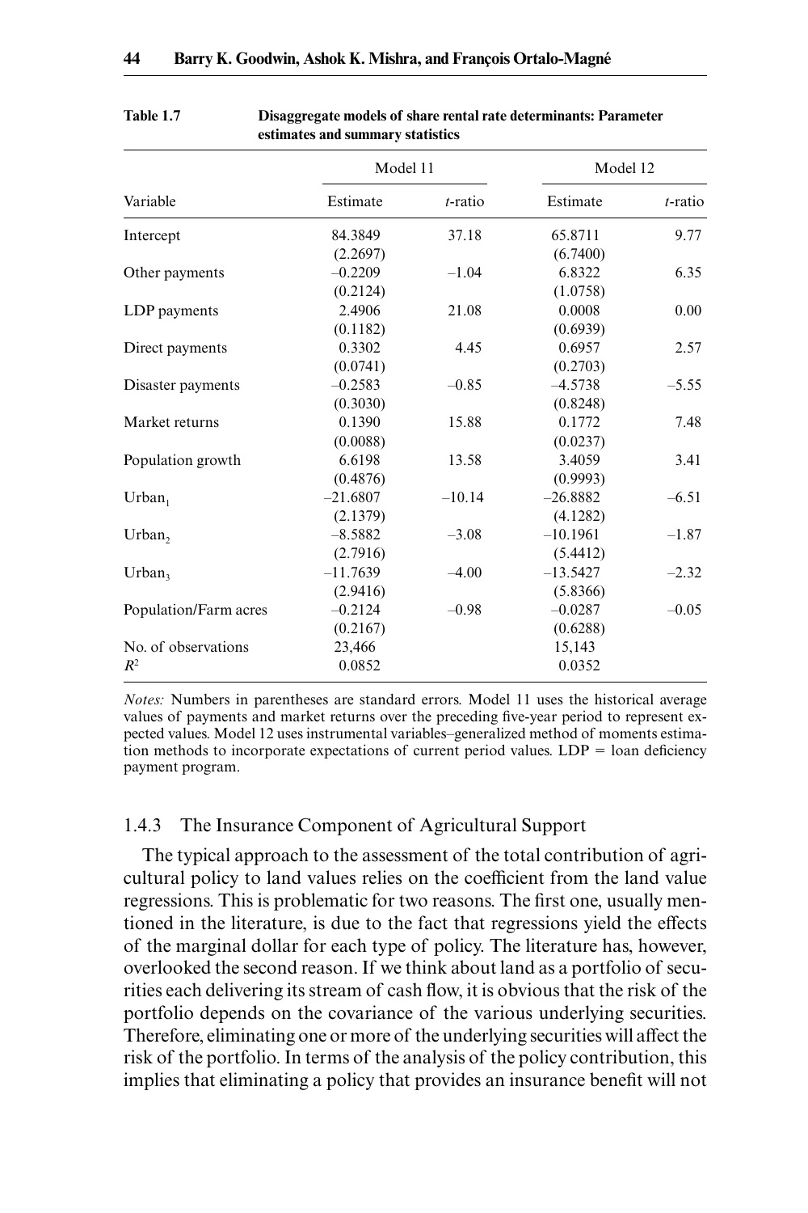**Table 1.7 Disaggregate models of share rental rate determinants: Parameter estimates and summary statistics**

| | Model 11 | | Model 12 | |
|---|---|---|---|---|
| Variable | Estimate | $t$-ratio | Estimate | $t$-ratio |
| Intercept | 84.3849 (2.2697) | 37.18 | 65.8711 (6.7400) | 9.77 |
| Other payments | –0.2209 (0.2124) | –1.04 | 6.8322 (1.0758) | 6.35 |
| LDP payments | 2.4906 (0.1182) | 21.08 | 0.0008 (0.6939) | 0.00 |
| Direct payments | 0.3302 (0.0741) | 4.45 | 0.6957 (0.2703) | 2.57 |
| Disaster payments | –0.2583 (0.3030) | –0.85 | –4.5738 (0.8248) | –5.55 |
| Market returns | 0.1390 (0.0088) | 15.88 | 0.1772 (0.0237) | 7.48 |
| Population growth | 6.6198 (0.4876) | 13.58 | 3.4059 (0.9993) | 3.41 |
| $\text{Urban}_1$ | –21.6807 (2.1379) | –10.14 | –26.8882 (4.1282) | –6.51 |
| $\text{Urban}_2$ | –8.5882 (2.7916) | –3.08 | –10.1961 (5.4412) | –1.87 |
| $\text{Urban}_3$ | –11.7639 (2.9416) | –4.00 | –13.5427 (5.8366) | –2.32 |
| Population/Farm acres | –0.2124 (0.2167) | –0.98 | –0.0287 (0.6288) | –0.05 |
| No. of observations | 23,466 | | 15,143 | |
| $R^2$ | 0.0852 | | 0.0352 | |

*Notes:* Numbers in parentheses are standard errors. Model 11 uses the historical average values of payments and market returns over the preceding five-year period to represent expected values. Model 12 uses instrumental variables–generalized method of moments estimation methods to incorporate expectations of current period values. LDP = loan deficiency payment program.

### 1.4.3 The Insurance Component of Agricultural Support

The typical approach to the assessment of the total contribution of agricultural policy to land values relies on the coefficient from the land value regressions. This is problematic for two reasons. The first one, usually mentioned in the literature, is due to the fact that regressions yield the effects of the marginal dollar for each type of policy. The literature has, however, overlooked the second reason. If we think about land as a portfolio of securities each delivering its stream of cash flow, it is obvious that the risk of the portfolio depends on the covariance of the various underlying securities. Therefore, eliminating one or more of the underlying securities will affect the risk of the portfolio. In terms of the analysis of the policy contribution, this implies that eliminating a policy that provides an insurance benefit will not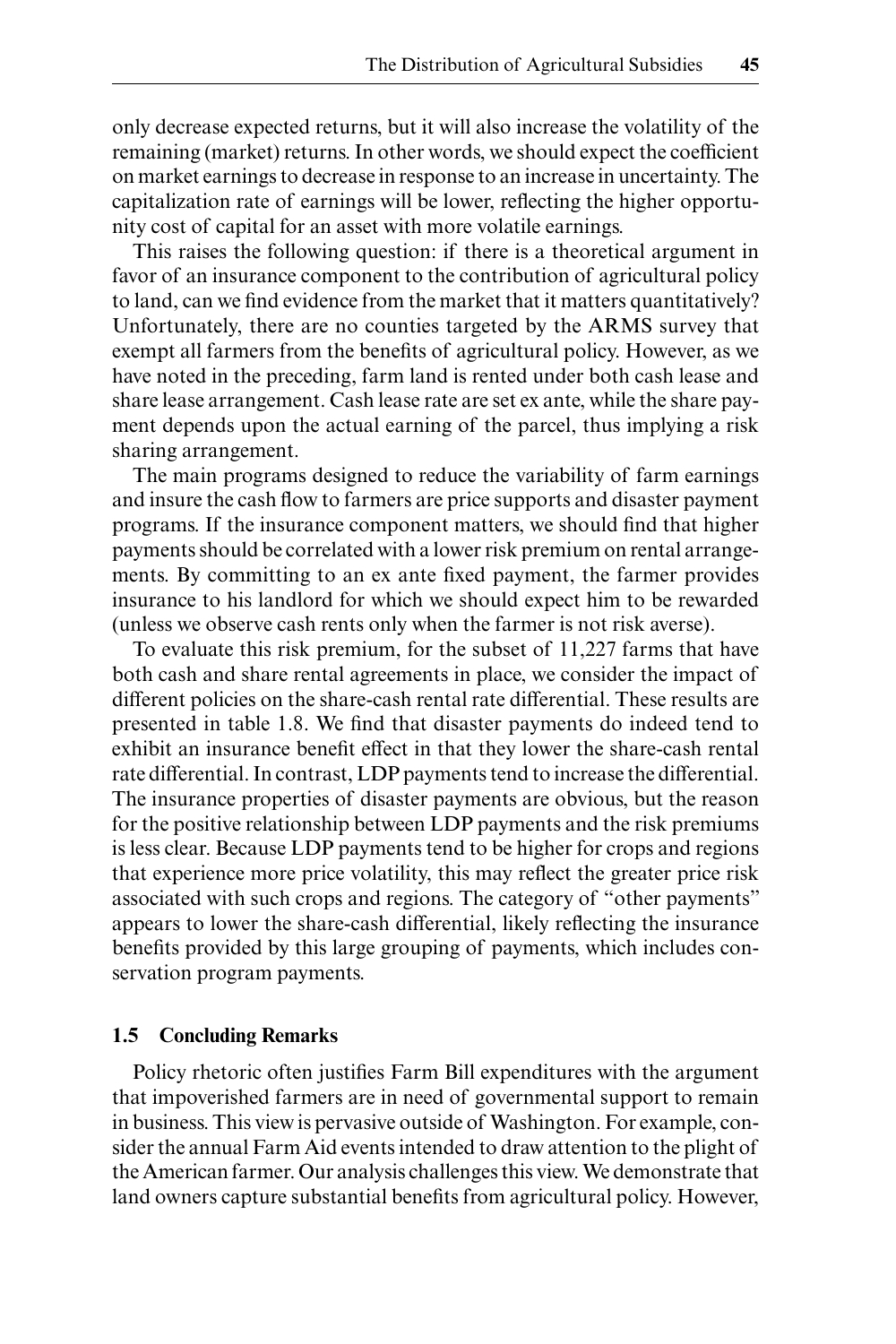only decrease expected returns, but it will also increase the volatility of the remaining (market) returns. In other words, we should expect the coefficient on market earnings to decrease in response to an increase in uncertainty. The capitalization rate of earnings will be lower, reflecting the higher opportunity cost of capital for an asset with more volatile earnings.

This raises the following question: if there is a theoretical argument in favor of an insurance component to the contribution of agricultural policy to land, can we find evidence from the market that it matters quantitatively? Unfortunately, there are no counties targeted by the ARMS survey that exempt all farmers from the benefits of agricultural policy. However, as we have noted in the preceding, farm land is rented under both cash lease and share lease arrangement. Cash lease rate are set ex ante, while the share payment depends upon the actual earning of the parcel, thus implying a risk sharing arrangement.

The main programs designed to reduce the variability of farm earnings and insure the cash flow to farmers are price supports and disaster payment programs. If the insurance component matters, we should find that higher payments should be correlated with a lower risk premium on rental arrangements. By committing to an ex ante fixed payment, the farmer provides insurance to his landlord for which we should expect him to be rewarded (unless we observe cash rents only when the farmer is not risk averse).

To evaluate this risk premium, for the subset of 11,227 farms that have both cash and share rental agreements in place, we consider the impact of different policies on the share-cash rental rate differential. These results are presented in table 1.8. We find that disaster payments do indeed tend to exhibit an insurance benefit effect in that they lower the share-cash rental rate differential. In contrast, LDP payments tend to increase the differential. The insurance properties of disaster payments are obvious, but the reason for the positive relationship between LDP payments and the risk premiums is less clear. Because LDP payments tend to be higher for crops and regions that experience more price volatility, this may reflect the greater price risk associated with such crops and regions. The category of "other payments" appears to lower the share-cash differential, likely reflecting the insurance benefits provided by this large grouping of payments, which includes conservation program payments.

## 1.5 Concluding Remarks

Policy rhetoric often justifies Farm Bill expenditures with the argument that impoverished farmers are in need of governmental support to remain in business. This view is pervasive outside of Washington. For example, consider the annual Farm Aid events intended to draw attention to the plight of the American farmer. Our analysis challenges this view. We demonstrate that land owners capture substantial benefits from agricultural policy. However,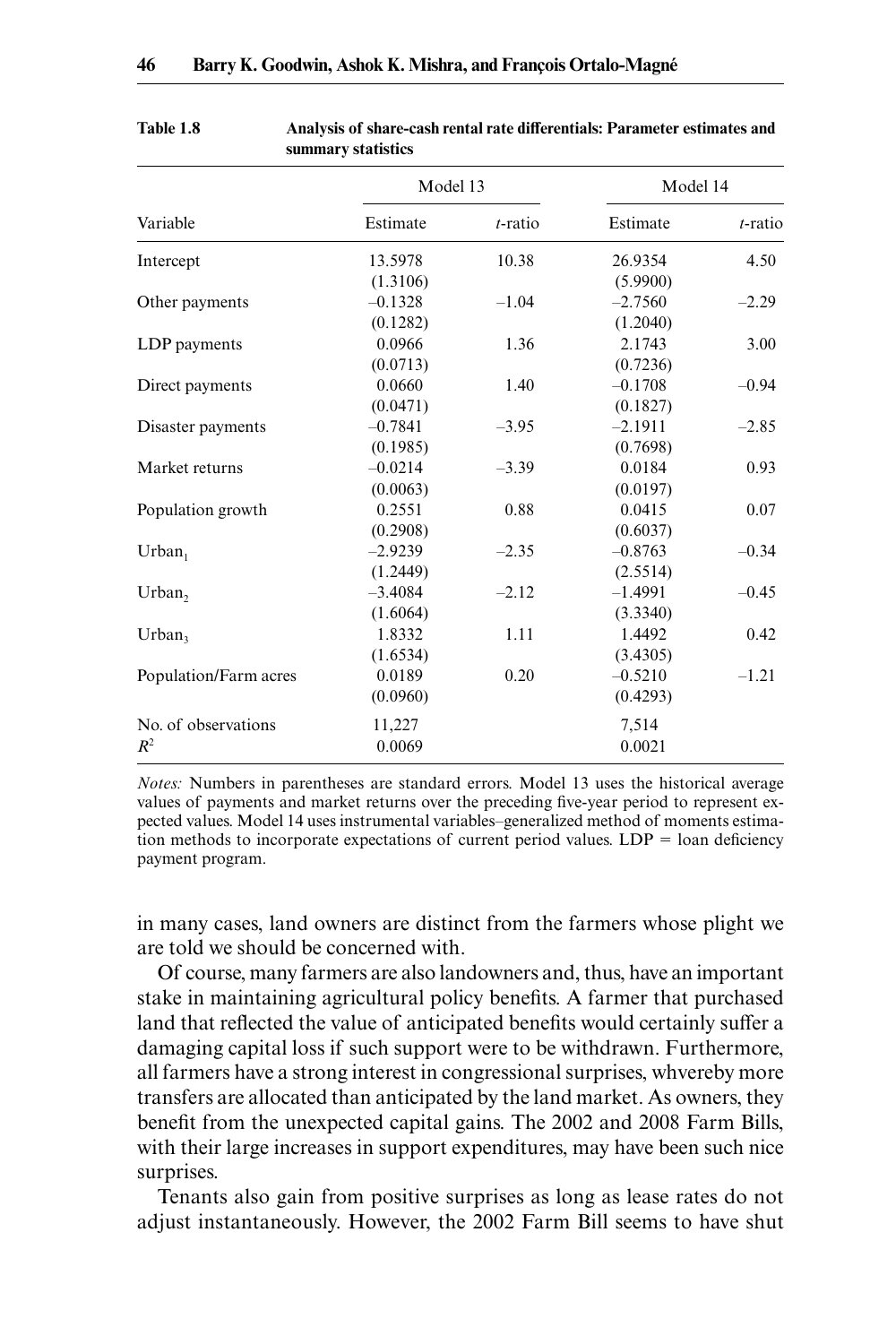**Table 1.8 Analysis of share-cash rental rate differentials: Parameter estimates and summary statistics**

| | Model 13 | | Model 14 | |
|---|---|---|---|---|
| Variable | Estimate | *t*-ratio | Estimate | *t*-ratio |
| Intercept | 13.5978 (1.3106) | 10.38 | 26.9354 (5.9900) | 4.50 |
| Other payments | –0.1328 (0.1282) | –1.04 | –2.7560 (1.2040) | –2.29 |
| LDP payments | 0.0966 (0.0713) | 1.36 | 2.1743 (0.7236) | 3.00 |
| Direct payments | 0.0660 (0.0471) | 1.40 | –0.1708 (0.1827) | –0.94 |
| Disaster payments | –0.7841 (0.1985) | –3.95 | –2.1911 (0.7698) | –2.85 |
| Market returns | –0.0214 (0.0063) | –3.39 | 0.0184 (0.0197) | 0.93 |
| Population growth | 0.2551 (0.2908) | 0.88 | 0.0415 (0.6037) | 0.07 |
| $Urban_1$ | –2.9239 (1.2449) | –2.35 | –0.8763 (2.5514) | –0.34 |
| $Urban_2$ | –3.4084 (1.6064) | –2.12 | –1.4991 (3.3340) | –0.45 |
| $Urban_3$ | 1.8332 (1.6534) | 1.11 | 1.4492 (3.4305) | 0.42 |
| Population/Farm acres | 0.0189 (0.0960) | 0.20 | –0.5210 (0.4293) | –1.21 |
| No. of observations | 11,227 | | 7,514 | |
| $R^2$ | 0.0069 | | 0.0021 | |

*Notes:* Numbers in parentheses are standard errors. Model 13 uses the historical average values of payments and market returns over the preceding five-year period to represent expected values. Model 14 uses instrumental variables–generalized method of moments estimation methods to incorporate expectations of current period values. LDP = loan deficiency payment program.

in many cases, land owners are distinct from the farmers whose plight we are told we should be concerned with.

Of course, many farmers are also landowners and, thus, have an important stake in maintaining agricultural policy benefits. A farmer that purchased land that reflected the value of anticipated benefits would certainly suffer a damaging capital loss if such support were to be withdrawn. Furthermore, all farmers have a strong interest in congressional surprises, whvereby more transfers are allocated than anticipated by the land market. As owners, they benefit from the unexpected capital gains. The 2002 and 2008 Farm Bills, with their large increases in support expenditures, may have been such nice surprises.

Tenants also gain from positive surprises as long as lease rates do not adjust instantaneously. However, the 2002 Farm Bill seems to have shut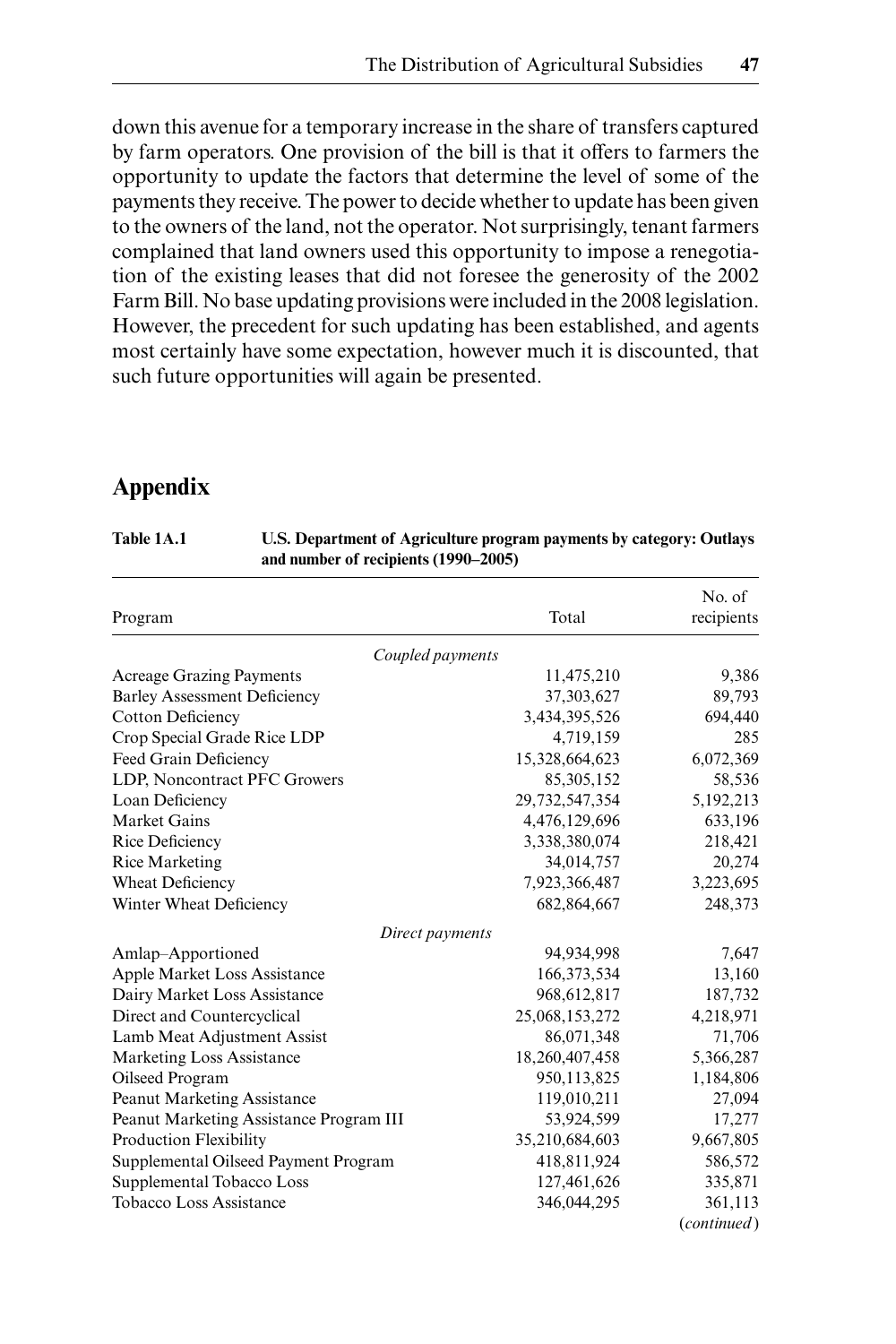down this avenue for a temporary increase in the share of transfers captured by farm operators. One provision of the bill is that it offers to farmers the opportunity to update the factors that determine the level of some of the payments they receive. The power to decide whether to update has been given to the owners of the land, not the operator. Not surprisingly, tenant farmers complained that land owners used this opportunity to impose a renegotiation of the existing leases that did not foresee the generosity of the 2002 Farm Bill. No base updating provisions were included in the 2008 legislation. However, the precedent for such updating has been established, and agents most certainly have some expectation, however much it is discounted, that such future opportunities will again be presented.

## Appendix

**Table 1A.1 U.S. Department of Agriculture program payments by category: Outlays and number of recipients (1990–2005)**

| Program | Total | No. of recipients |
|---|---|---|
| *Coupled payments* | | |
| Acreage Grazing Payments | 11,475,210 | 9,386 |
| Barley Assessment Deficiency | 37,303,627 | 89,793 |
| Cotton Deficiency | 3,434,395,526 | 694,440 |
| Crop Special Grade Rice LDP | 4,719,159 | 285 |
| Feed Grain Deficiency | 15,328,664,623 | 6,072,369 |
| LDP, Noncontract PFC Growers | 85,305,152 | 58,536 |
| Loan Deficiency | 29,732,547,354 | 5,192,213 |
| Market Gains | 4,476,129,696 | 633,196 |
| Rice Deficiency | 3,338,380,074 | 218,421 |
| Rice Marketing | 34,014,757 | 20,274 |
| Wheat Deficiency | 7,923,366,487 | 3,223,695 |
| Winter Wheat Deficiency | 682,864,667 | 248,373 |
| *Direct payments* | | |
| Amlap–Apportioned | 94,934,998 | 7,647 |
| Apple Market Loss Assistance | 166,373,534 | 13,160 |
| Dairy Market Loss Assistance | 968,612,817 | 187,732 |
| Direct and Countercyclical | 25,068,153,272 | 4,218,971 |
| Lamb Meat Adjustment Assist | 86,071,348 | 71,706 |
| Marketing Loss Assistance | 18,260,407,458 | 5,366,287 |
| Oilseed Program | 950,113,825 | 1,184,806 |
| Peanut Marketing Assistance | 119,010,211 | 27,094 |
| Peanut Marketing Assistance Program III | 53,924,599 | 17,277 |
| Production Flexibility | 35,210,684,603 | 9,667,805 |
| Supplemental Oilseed Payment Program | 418,811,924 | 586,572 |
| Supplemental Tobacco Loss | 127,461,626 | 335,871 |
| Tobacco Loss Assistance | 346,044,295 | 361,113 |

(*continued*)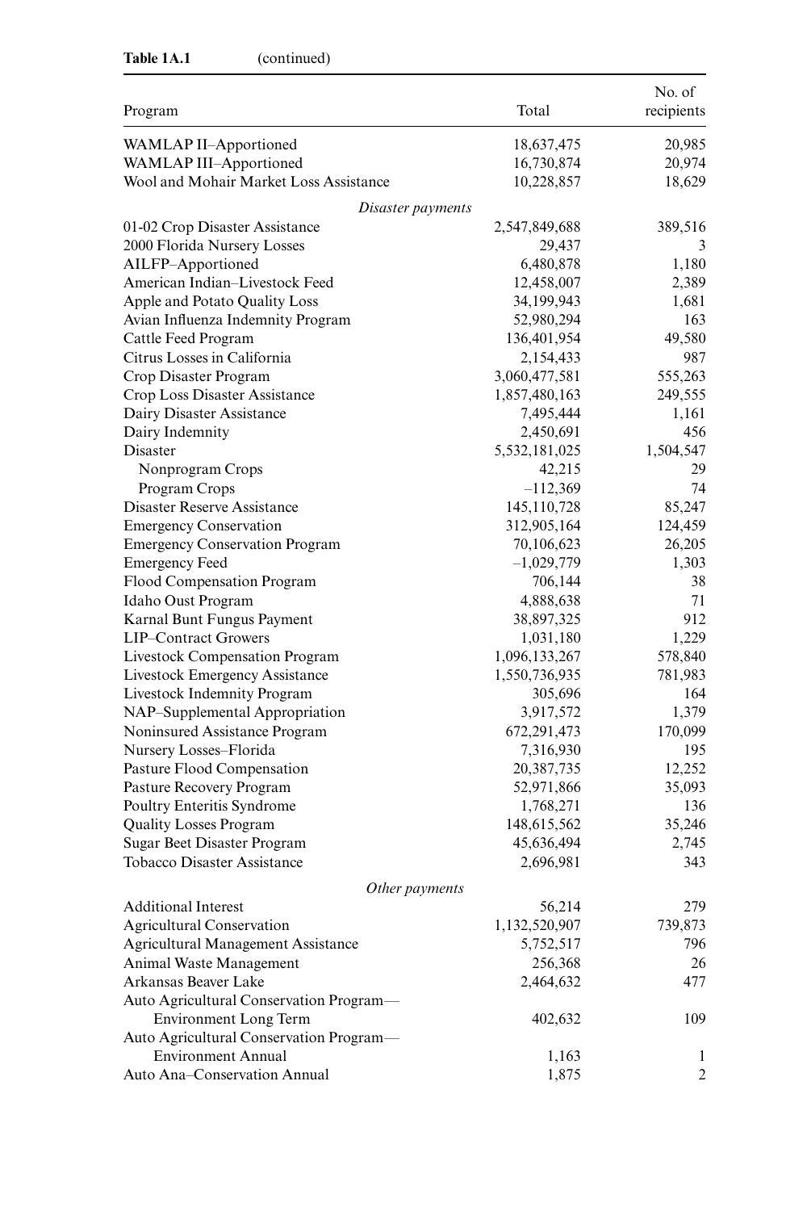**Table 1A.1** (continued)

| Program | Total | No. of recipients |
|---|---|---|
| WAMLAP II–Apportioned | 18,637,475 | 20,985 |
| WAMLAP III–Apportioned | 16,730,874 | 20,974 |
| Wool and Mohair Market Loss Assistance | 10,228,857 | 18,629 |
| *Disaster payments* | | |
| 01-02 Crop Disaster Assistance | 2,547,849,688 | 389,516 |
| 2000 Florida Nursery Losses | 29,437 | 3 |
| AILFP–Apportioned | 6,480,878 | 1,180 |
| American Indian–Livestock Feed | 12,458,007 | 2,389 |
| Apple and Potato Quality Loss | 34,199,943 | 1,681 |
| Avian Influenza Indemnity Program | 52,980,294 | 163 |
| Cattle Feed Program | 136,401,954 | 49,580 |
| Citrus Losses in California | 2,154,433 | 987 |
| Crop Disaster Program | 3,060,477,581 | 555,263 |
| Crop Loss Disaster Assistance | 1,857,480,163 | 249,555 |
| Dairy Disaster Assistance | 7,495,444 | 1,161 |
| Dairy Indemnity | 2,450,691 | 456 |
| Disaster | 5,532,181,025 | 1,504,547 |
| Nonprogram Crops | 42,215 | 29 |
| Program Crops | –112,369 | 74 |
| Disaster Reserve Assistance | 145,110,728 | 85,247 |
| Emergency Conservation | 312,905,164 | 124,459 |
| Emergency Conservation Program | 70,106,623 | 26,205 |
| Emergency Feed | –1,029,779 | 1,303 |
| Flood Compensation Program | 706,144 | 38 |
| Idaho Oust Program | 4,888,638 | 71 |
| Karnal Bunt Fungus Payment | 38,897,325 | 912 |
| LIP–Contract Growers | 1,031,180 | 1,229 |
| Livestock Compensation Program | 1,096,133,267 | 578,840 |
| Livestock Emergency Assistance | 1,550,736,935 | 781,983 |
| Livestock Indemnity Program | 305,696 | 164 |
| NAP–Supplemental Appropriation | 3,917,572 | 1,379 |
| Noninsured Assistance Program | 672,291,473 | 170,099 |
| Nursery Losses–Florida | 7,316,930 | 195 |
| Pasture Flood Compensation | 20,387,735 | 12,252 |
| Pasture Recovery Program | 52,971,866 | 35,093 |
| Poultry Enteritis Syndrome | 1,768,271 | 136 |
| Quality Losses Program | 148,615,562 | 35,246 |
| Sugar Beet Disaster Program | 45,636,494 | 2,745 |
| Tobacco Disaster Assistance | 2,696,981 | 343 |
| *Other payments* | | |
| Additional Interest | 56,214 | 279 |
| Agricultural Conservation | 1,132,520,907 | 739,873 |
| Agricultural Management Assistance | 5,752,517 | 796 |
| Animal Waste Management | 256,368 | 26 |
| Arkansas Beaver Lake | 2,464,632 | 477 |
| Auto Agricultural Conservation Program—Environment Long Term | 402,632 | 109 |
| Auto Agricultural Conservation Program—Environment Annual | 1,163 | 1 |
| Auto Ana–Conservation Annual | 1,875 | 2 |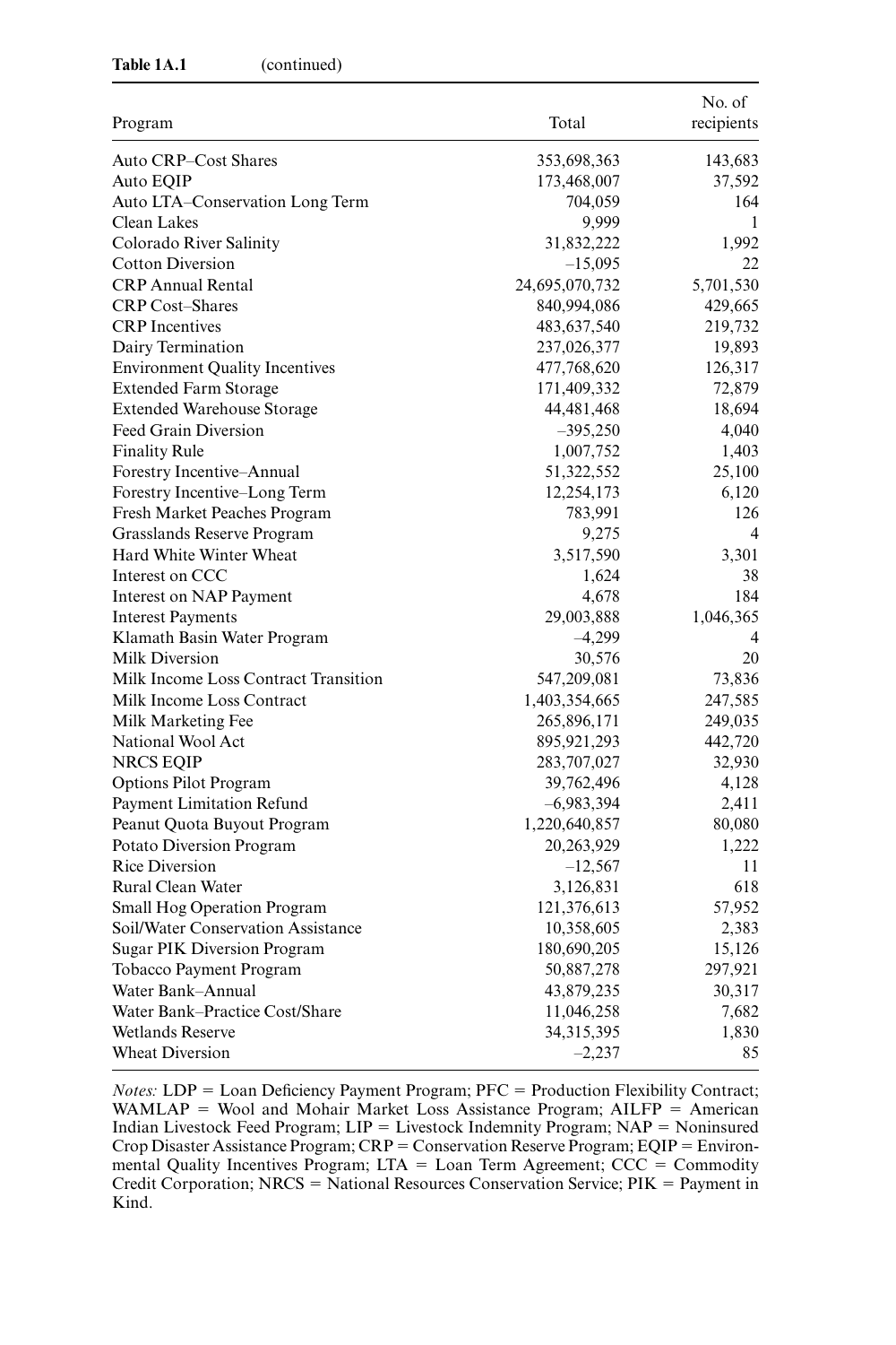**Table 1A.1** (continued)

| Program | Total | No. of recipients |
|---|---|---|
| Auto CRP–Cost Shares | 353,698,363 | 143,683 |
| Auto EQIP | 173,468,007 | 37,592 |
| Auto LTA–Conservation Long Term | 704,059 | 164 |
| Clean Lakes | 9,999 | 1 |
| Colorado River Salinity | 31,832,222 | 1,992 |
| Cotton Diversion | –15,095 | 22 |
| CRP Annual Rental | 24,695,070,732 | 5,701,530 |
| CRP Cost–Shares | 840,994,086 | 429,665 |
| CRP Incentives | 483,637,540 | 219,732 |
| Dairy Termination | 237,026,377 | 19,893 |
| Environment Quality Incentives | 477,768,620 | 126,317 |
| Extended Farm Storage | 171,409,332 | 72,879 |
| Extended Warehouse Storage | 44,481,468 | 18,694 |
| Feed Grain Diversion | –395,250 | 4,040 |
| Finality Rule | 1,007,752 | 1,403 |
| Forestry Incentive–Annual | 51,322,552 | 25,100 |
| Forestry Incentive–Long Term | 12,254,173 | 6,120 |
| Fresh Market Peaches Program | 783,991 | 126 |
| Grasslands Reserve Program | 9,275 | 4 |
| Hard White Winter Wheat | 3,517,590 | 3,301 |
| Interest on CCC | 1,624 | 38 |
| Interest on NAP Payment | 4,678 | 184 |
| Interest Payments | 29,003,888 | 1,046,365 |
| Klamath Basin Water Program | –4,299 | 4 |
| Milk Diversion | 30,576 | 20 |
| Milk Income Loss Contract Transition | 547,209,081 | 73,836 |
| Milk Income Loss Contract | 1,403,354,665 | 247,585 |
| Milk Marketing Fee | 265,896,171 | 249,035 |
| National Wool Act | 895,921,293 | 442,720 |
| NRCS EQIP | 283,707,027 | 32,930 |
| Options Pilot Program | 39,762,496 | 4,128 |
| Payment Limitation Refund | –6,983,394 | 2,411 |
| Peanut Quota Buyout Program | 1,220,640,857 | 80,080 |
| Potato Diversion Program | 20,263,929 | 1,222 |
| Rice Diversion | –12,567 | 11 |
| Rural Clean Water | 3,126,831 | 618 |
| Small Hog Operation Program | 121,376,613 | 57,952 |
| Soil/Water Conservation Assistance | 10,358,605 | 2,383 |
| Sugar PIK Diversion Program | 180,690,205 | 15,126 |
| Tobacco Payment Program | 50,887,278 | 297,921 |
| Water Bank–Annual | 43,879,235 | 30,317 |
| Water Bank–Practice Cost/Share | 11,046,258 | 7,682 |
| Wetlands Reserve | 34,315,395 | 1,830 |
| Wheat Diversion | –2,237 | 85 |

*Notes:* LDP = Loan Deficiency Payment Program; PFC = Production Flexibility Contract; WAMLAP = Wool and Mohair Market Loss Assistance Program; AILFP = American Indian Livestock Feed Program; LIP = Livestock Indemnity Program; NAP = Noninsured Crop Disaster Assistance Program; CRP = Conservation Reserve Program; EQIP = Environmental Quality Incentives Program; LTA = Loan Term Agreement; CCC = Commodity Credit Corporation; NRCS = National Resources Conservation Service; PIK = Payment in Kind.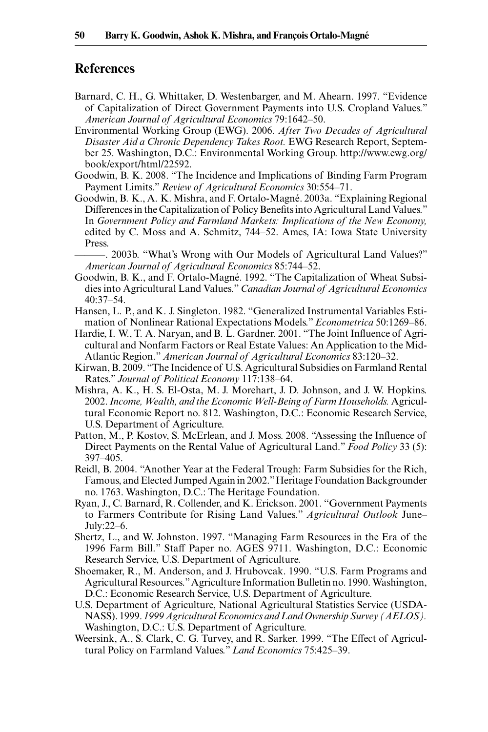## References

Barnard, C. H., G. Whittaker, D. Westenbarger, and M. Ahearn. 1997. "Evidence of Capitalization of Direct Government Payments into U.S. Cropland Values." *American Journal of Agricultural Economics* 79:1642–50.

Environmental Working Group (EWG). 2006. *After Two Decades of Agricultural Disaster Aid a Chronic Dependency Takes Root.* EWG Research Report, September 25. Washington, D.C.: Environmental Working Group. http://www.ewg.org/book/export/html/22592.

Goodwin, B. K. 2008. "The Incidence and Implications of Binding Farm Program Payment Limits." *Review of Agricultural Economics* 30:554–71.

Goodwin, B. K., A. K. Mishra, and F. Ortalo-Magné. 2003a. "Explaining Regional Differences in the Capitalization of Policy Benefits into Agricultural Land Values." In *Government Policy and Farmland Markets: Implications of the New Economy,* edited by C. Moss and A. Schmitz, 744–52. Ames, IA: Iowa State University Press.

———. 2003b. "What's Wrong with Our Models of Agricultural Land Values?" *American Journal of Agricultural Economics* 85:744–52.

Goodwin, B. K., and F. Ortalo-Magné. 1992. "The Capitalization of Wheat Subsidies into Agricultural Land Values." *Canadian Journal of Agricultural Economics* 40:37–54.

Hansen, L. P., and K. J. Singleton. 1982. "Generalized Instrumental Variables Estimation of Nonlinear Rational Expectations Models." *Econometrica* 50:1269–86.

Hardie, I. W., T. A. Naryan, and B. L. Gardner. 2001. "The Joint Influence of Agricultural and Nonfarm Factors or Real Estate Values: An Application to the Mid-Atlantic Region." *American Journal of Agricultural Economics* 83:120–32.

Kirwan, B. 2009. "The Incidence of U.S. Agricultural Subsidies on Farmland Rental Rates." *Journal of Political Economy* 117:138–64.

Mishra, A. K., H. S. El-Osta, M. J. Morehart, J. D. Johnson, and J. W. Hopkins. 2002. *Income, Wealth, and the Economic Well-Being of Farm Households.* Agricultural Economic Report no. 812. Washington, D.C.: Economic Research Service, U.S. Department of Agriculture.

Patton, M., P. Kostov, S. McErlean, and J. Moss. 2008. "Assessing the Influence of Direct Payments on the Rental Value of Agricultural Land." *Food Policy* 33 (5): 397–405.

Reidl, B. 2004. "Another Year at the Federal Trough: Farm Subsidies for the Rich, Famous, and Elected Jumped Again in 2002." Heritage Foundation Backgrounder no. 1763. Washington, D.C.: The Heritage Foundation.

Ryan, J., C. Barnard, R. Collender, and K. Erickson. 2001. "Government Payments to Farmers Contribute for Rising Land Values." *Agricultural Outlook* June–July:22–6.

Shertz, L., and W. Johnston. 1997. "Managing Farm Resources in the Era of the 1996 Farm Bill." Staff Paper no. AGES 9711. Washington, D.C.: Economic Research Service, U.S. Department of Agriculture.

Shoemaker, R., M. Anderson, and J. Hrubovcak. 1990. "U.S. Farm Programs and Agricultural Resources." Agriculture Information Bulletin no. 1990. Washington, D.C.: Economic Research Service, U.S. Department of Agriculture.

U.S. Department of Agriculture, National Agricultural Statistics Service (USDA-NASS). 1999. *1999 Agricultural Economics and Land Ownership Survey (AELOS).* Washington, D.C.: U.S. Department of Agriculture.

Weersink, A., S. Clark, C. G. Turvey, and R. Sarker. 1999. "The Effect of Agricultural Policy on Farmland Values." *Land Economics* 75:425–39.